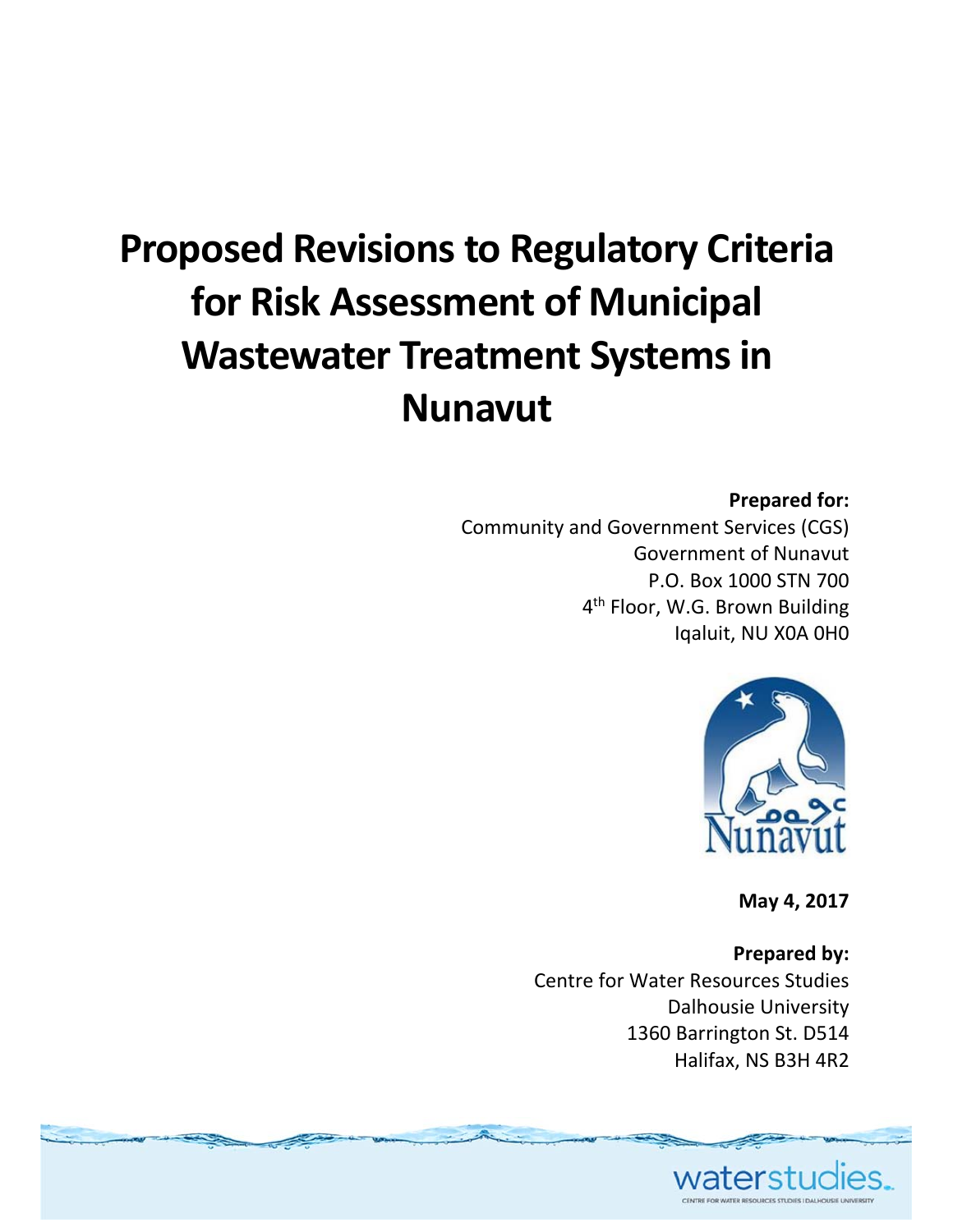# Proposed Revisions to Regulatory Criteria for Risk Assessment of Municipal Wastewater Treatment Systems in Nunavut

**Prepared for:**
Community and Government Services (CGS)
Government of Nunavut
P.O. Box 1000 STN 700
4th Floor, W.G. Brown Building
Iqaluit, NU X0A 0H0

**May 4, 2017**

**Prepared by:**
Centre for Water Resources Studies
Dalhousie University
1360 Barrington St. D514
Halifax, NS B3H 4R2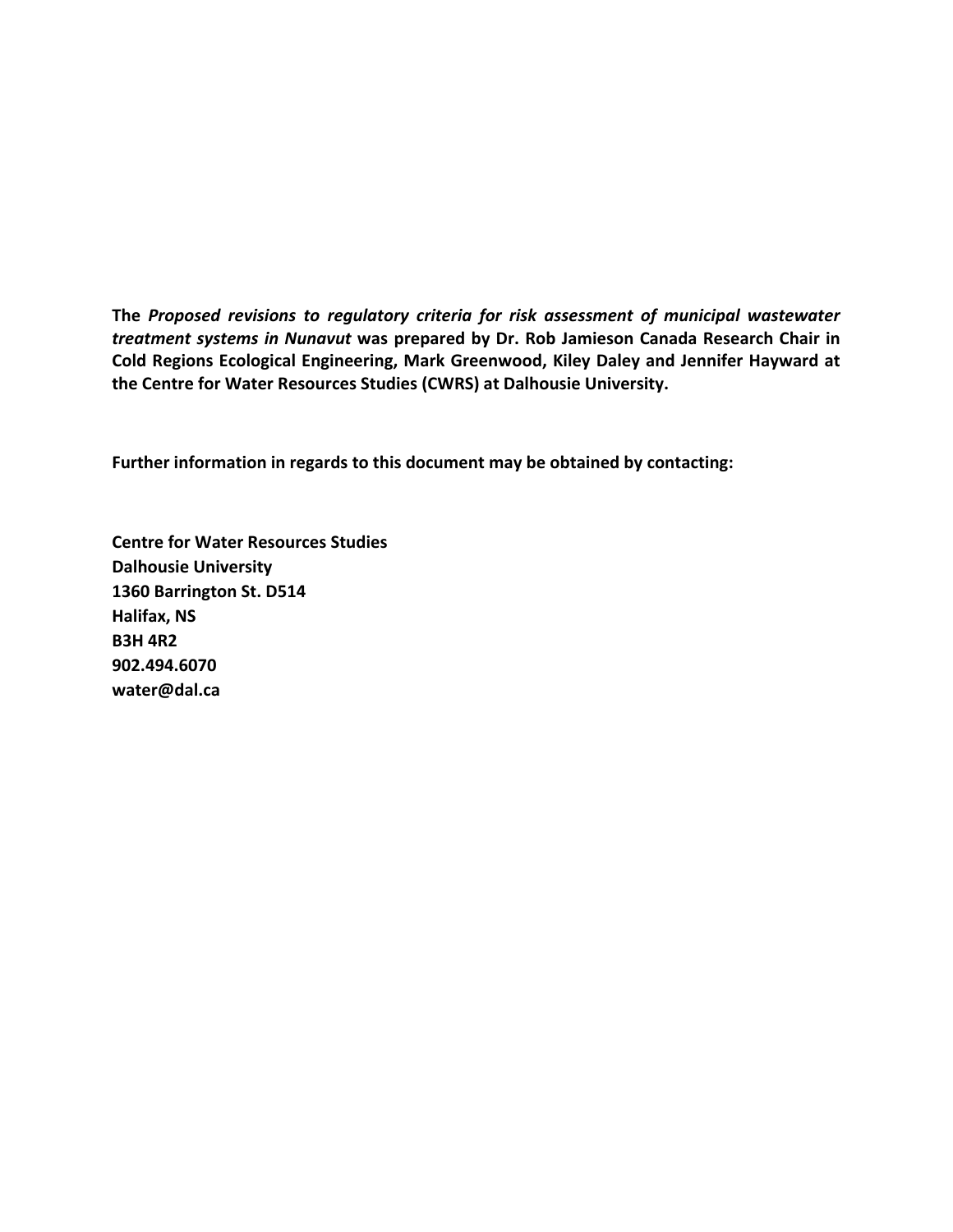**The *Proposed revisions to regulatory criteria for risk assessment of municipal wastewater treatment systems in Nunavut* was prepared by Dr. Rob Jamieson Canada Research Chair in Cold Regions Ecological Engineering, Mark Greenwood, Kiley Daley and Jennifer Hayward at the Centre for Water Resources Studies (CWRS) at Dalhousie University.**

**Further information in regards to this document may be obtained by contacting:**

**Centre for Water Resources Studies**
**Dalhousie University**
**1360 Barrington St. D514**
**Halifax, NS**
**B3H 4R2**
**902.494.6070**
**water@dal.ca**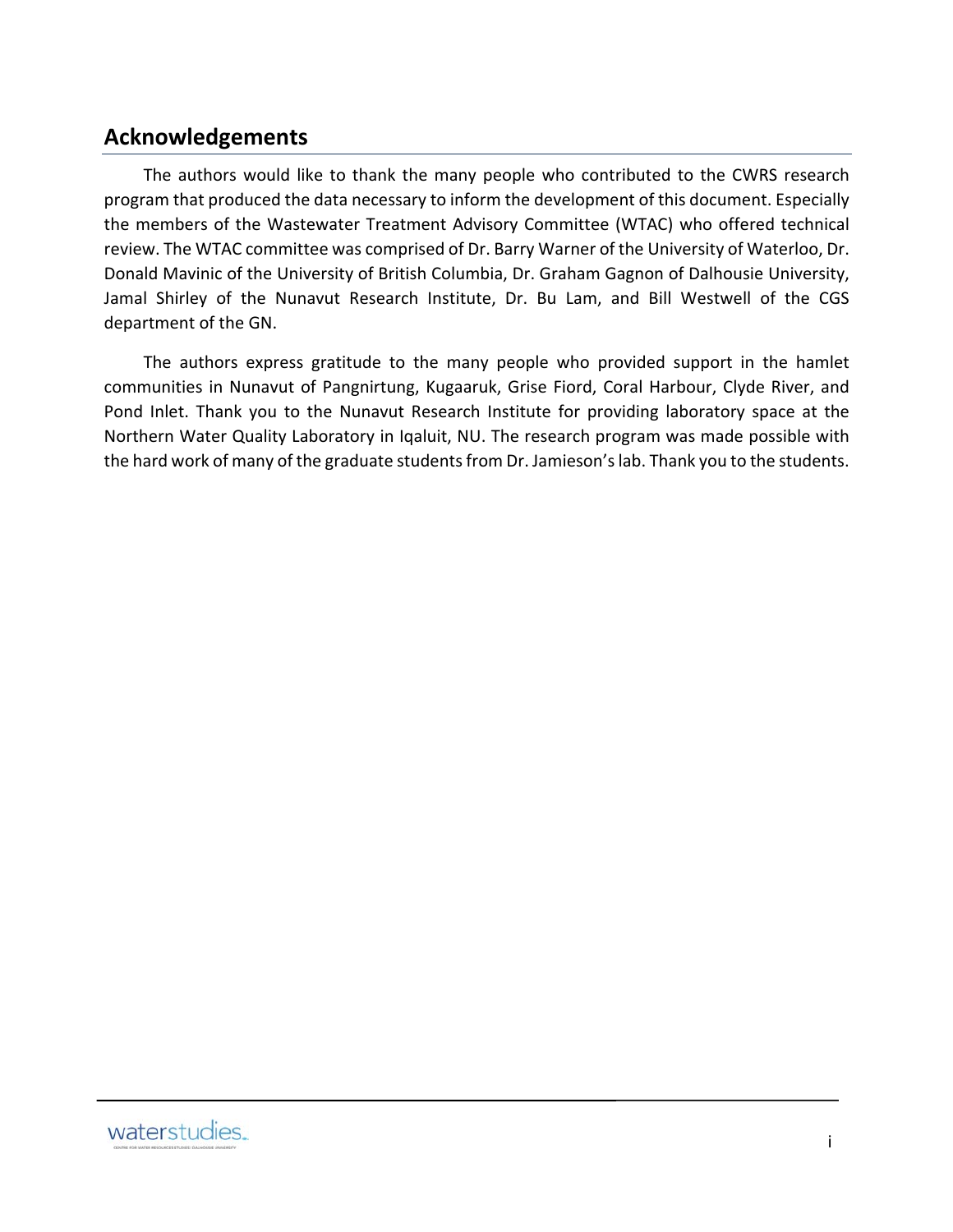## Acknowledgements

The authors would like to thank the many people who contributed to the CWRS research program that produced the data necessary to inform the development of this document. Especially the members of the Wastewater Treatment Advisory Committee (WTAC) who offered technical review. The WTAC committee was comprised of Dr. Barry Warner of the University of Waterloo, Dr. Donald Mavinic of the University of British Columbia, Dr. Graham Gagnon of Dalhousie University, Jamal Shirley of the Nunavut Research Institute, Dr. Bu Lam, and Bill Westwell of the CGS department of the GN.

The authors express gratitude to the many people who provided support in the hamlet communities in Nunavut of Pangnirtung, Kugaaruk, Grise Fiord, Coral Harbour, Clyde River, and Pond Inlet. Thank you to the Nunavut Research Institute for providing laboratory space at the Northern Water Quality Laboratory in Iqaluit, NU. The research program was made possible with the hard work of many of the graduate students from Dr. Jamieson's lab. Thank you to the students.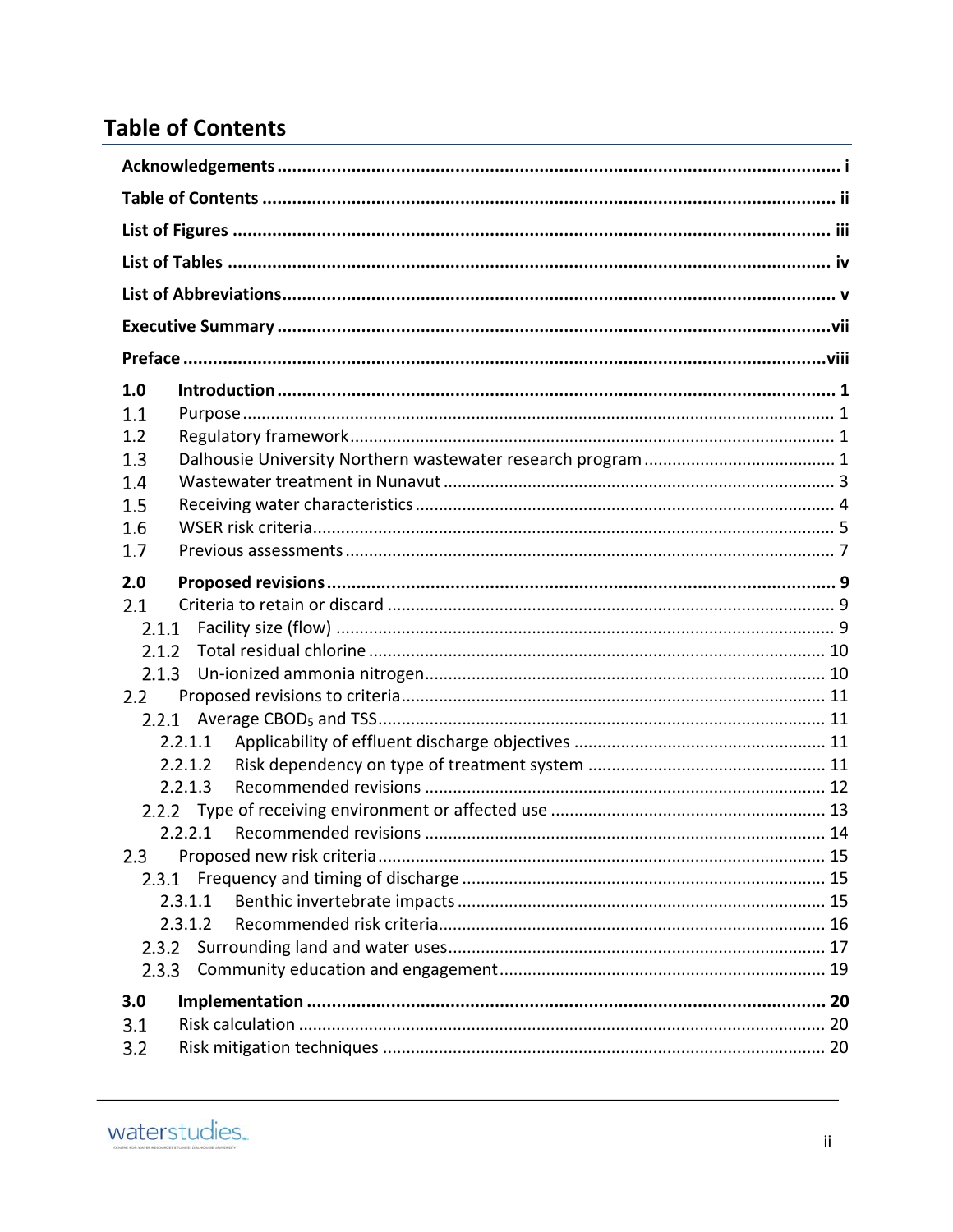# Table of Contents

**Acknowledgements** ..... i

**Table of Contents** ..... ii

**List of Figures** ..... iii

**List of Tables** ..... iv

**List of Abbreviations** ..... v

**Executive Summary** ..... vii

**Preface** ..... viii

**1.0 Introduction** ..... 1

1.1 Purpose ..... 1

1.2 Regulatory framework ..... 1

1.3 Dalhousie University Northern wastewater research program ..... 1

1.4 Wastewater treatment in Nunavut ..... 3

1.5 Receiving water characteristics ..... 4

1.6 WSER risk criteria ..... 5

1.7 Previous assessments ..... 7

**2.0 Proposed revisions** ..... 9

2.1 Criteria to retain or discard ..... 9

2.1.1 Facility size (flow) ..... 9

2.1.2 Total residual chlorine ..... 10

2.1.3 Un-ionized ammonia nitrogen ..... 10

2.2 Proposed revisions to criteria ..... 11

2.2.1 Average $CBOD_5$ and TSS ..... 11

2.2.1.1 Applicability of effluent discharge objectives ..... 11

2.2.1.2 Risk dependency on type of treatment system ..... 11

2.2.1.3 Recommended revisions ..... 12

2.2.2 Type of receiving environment or affected use ..... 13

2.2.2.1 Recommended revisions ..... 14

2.3 Proposed new risk criteria ..... 15

2.3.1 Frequency and timing of discharge ..... 15

2.3.1.1 Benthic invertebrate impacts ..... 15

2.3.1.2 Recommended risk criteria ..... 16

2.3.2 Surrounding land and water uses ..... 17

2.3.3 Community education and engagement ..... 19

**3.0 Implementation** ..... 20

3.1 Risk calculation ..... 20

3.2 Risk mitigation techniques ..... 20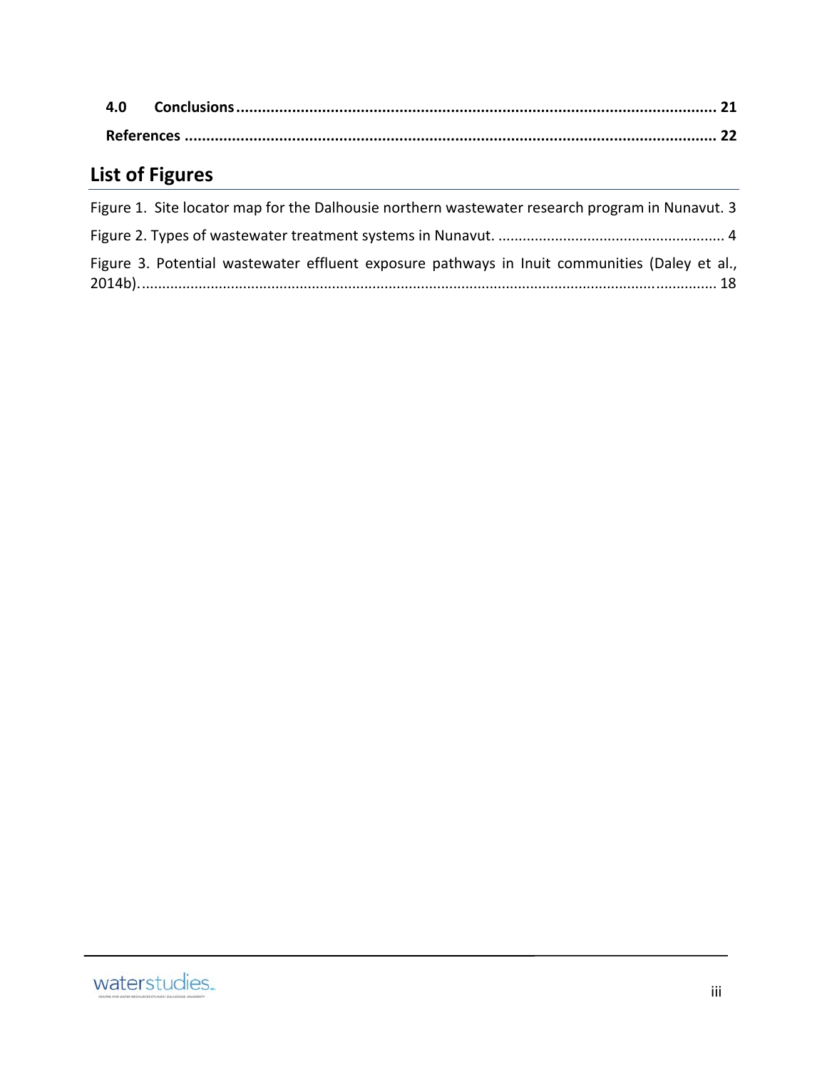**4.0 Conclusions** ........................................................................................................ 21

**References** ............................................................................................................ 22

## List of Figures

Figure 1. Site locator map for the Dalhousie northern wastewater research program in Nunavut. 3

Figure 2. Types of wastewater treatment systems in Nunavut. ........................................................ 4

Figure 3. Potential wastewater effluent exposure pathways in Inuit communities (Daley et al., 2014b). ........................................................................................................................................... 18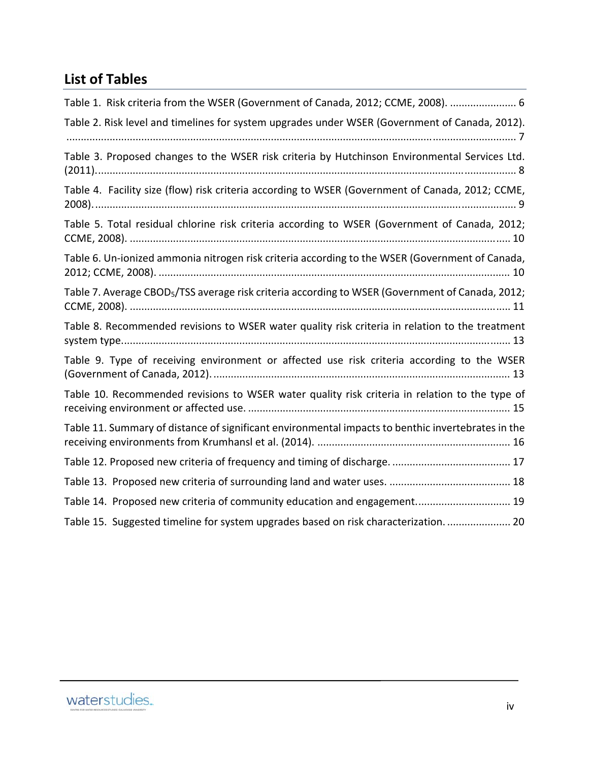## List of Tables

Table 1. Risk criteria from the WSER (Government of Canada, 2012; CCME, 2008). ....................... 6

Table 2. Risk level and timelines for system upgrades under WSER (Government of Canada, 2012). ........................................................................................................................................... 7

Table 3. Proposed changes to the WSER risk criteria by Hutchinson Environmental Services Ltd. (2011)................................................................................................................................... 8

Table 4. Facility size (flow) risk criteria according to WSER (Government of Canada, 2012; CCME, 2008)................................................................................................................................... 9

Table 5. Total residual chlorine risk criteria according to WSER (Government of Canada, 2012; CCME, 2008). ................................................................................................................... 10

Table 6. Un-ionized ammonia nitrogen risk criteria according to the WSER (Government of Canada, 2012; CCME, 2008). ......................................................................................................... 10

Table 7. Average $CBOD_5$/TSS average risk criteria according to WSER (Government of Canada, 2012; CCME, 2008). ................................................................................................................... 11

Table 8. Recommended revisions to WSER water quality risk criteria in relation to the treatment system type...................................................................................................................... 13

Table 9. Type of receiving environment or affected use risk criteria according to the WSER (Government of Canada, 2012). ...................................................................................... 13

Table 10. Recommended revisions to WSER water quality risk criteria in relation to the type of receiving environment or affected use. .......................................................................... 15

Table 11. Summary of distance of significant environmental impacts to benthic invertebrates in the receiving environments from Krumhansl et al. (2014). .................................................................. 16

Table 12. Proposed new criteria of frequency and timing of discharge. ......................................... 17

Table 13. Proposed new criteria of surrounding land and water uses. .......................................... 18

Table 14. Proposed new criteria of community education and engagement................................ 19

Table 15. Suggested timeline for system upgrades based on risk characterization. ...................... 20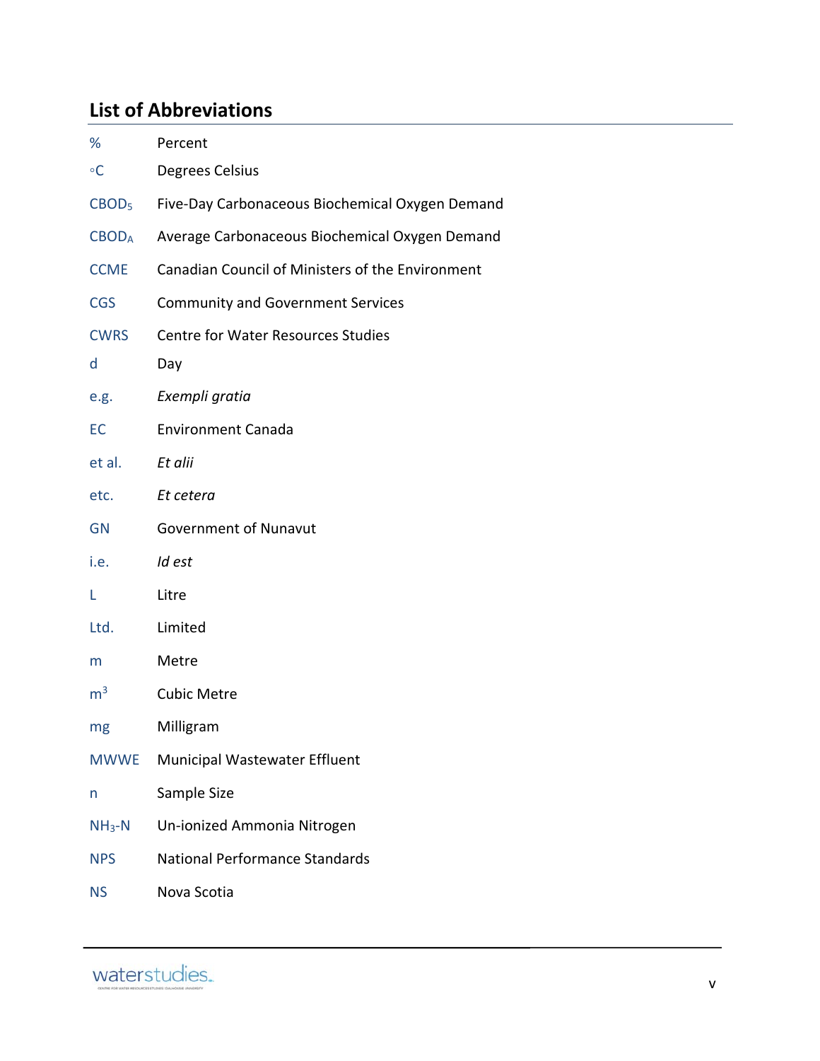## List of Abbreviations

| | |
|---|---|
| % | Percent |
| ◦C | Degrees Celsius |
| $CBOD_5$ | Five-Day Carbonaceous Biochemical Oxygen Demand |
| $CBOD_A$ | Average Carbonaceous Biochemical Oxygen Demand |
| CCME | Canadian Council of Ministers of the Environment |
| CGS | Community and Government Services |
| CWRS | Centre for Water Resources Studies |
| d | Day |
| e.g. | *Exempli gratia* |
| EC | Environment Canada |
| et al. | *Et alii* |
| etc. | *Et cetera* |
| GN | Government of Nunavut |
| i.e. | *Id est* |
| L | Litre |
| Ltd. | Limited |
| m | Metre |
| $m^3$ | Cubic Metre |
| mg | Milligram |
| MWWE | Municipal Wastewater Effluent |
| n | Sample Size |
| $NH_3$-N | Un-ionized Ammonia Nitrogen |
| NPS | National Performance Standards |
| NS | Nova Scotia |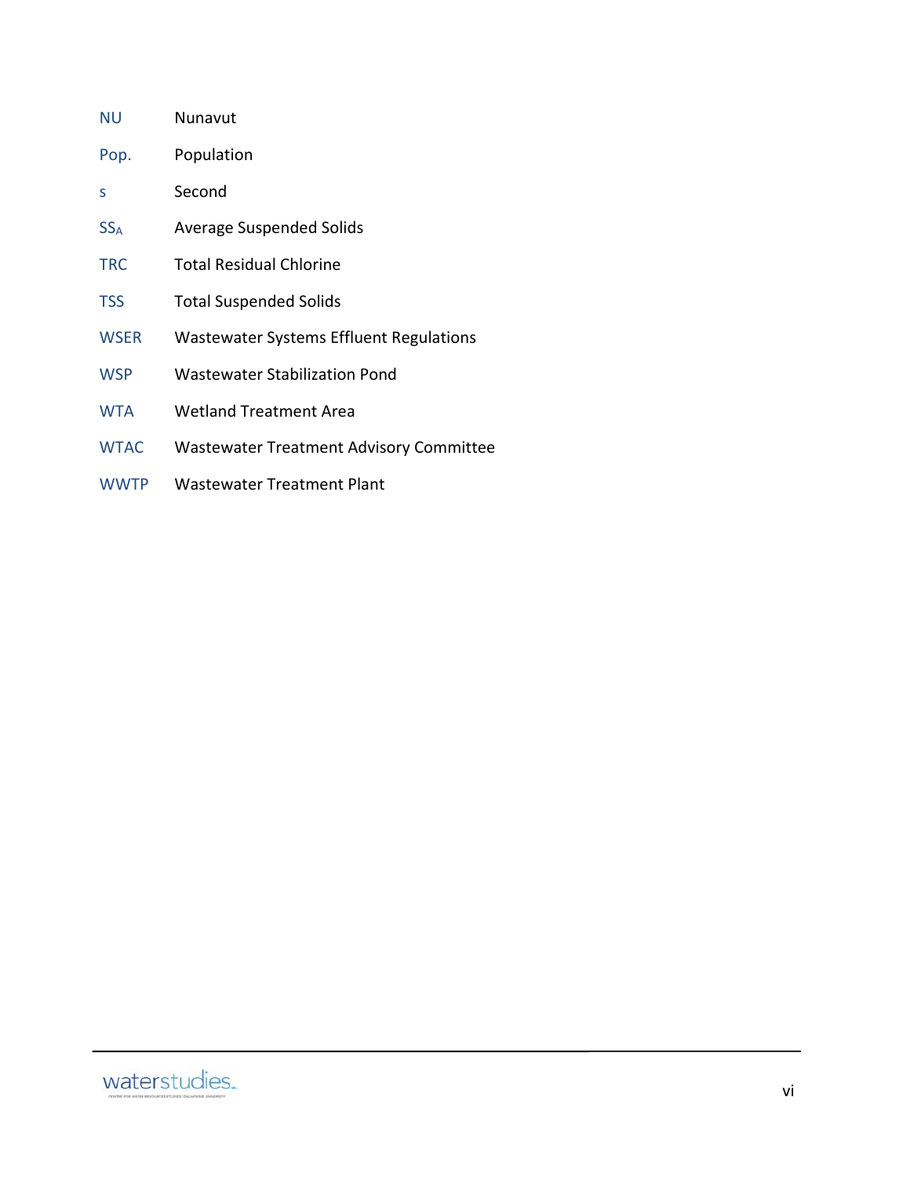| | |
|---|---|
| NU | Nunavut |
| Pop. | Population |
| s | Second |
| $SS_A$ | Average Suspended Solids |
| TRC | Total Residual Chlorine |
| TSS | Total Suspended Solids |
| WSER | Wastewater Systems Effluent Regulations |
| WSP | Wastewater Stabilization Pond |
| WTA | Wetland Treatment Area |
| WTAC | Wastewater Treatment Advisory Committee |
| WWTP | Wastewater Treatment Plant |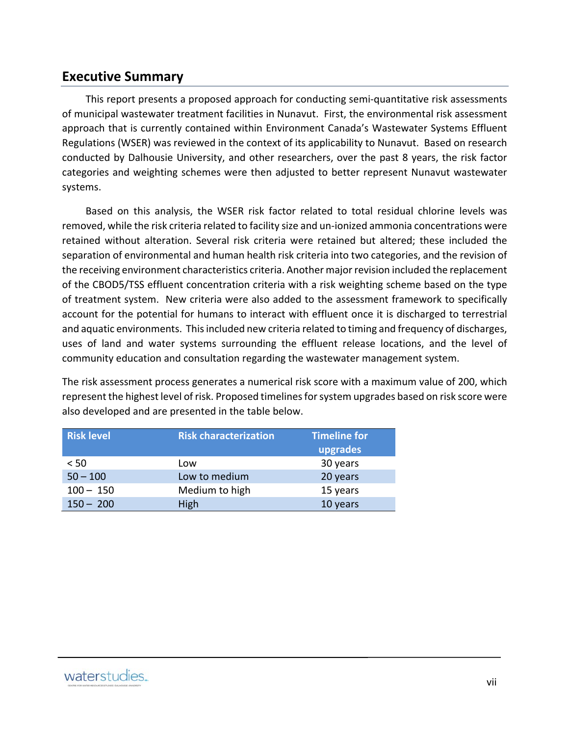## Executive Summary

This report presents a proposed approach for conducting semi-quantitative risk assessments of municipal wastewater treatment facilities in Nunavut. First, the environmental risk assessment approach that is currently contained within Environment Canada's Wastewater Systems Effluent Regulations (WSER) was reviewed in the context of its applicability to Nunavut. Based on research conducted by Dalhousie University, and other researchers, over the past 8 years, the risk factor categories and weighting schemes were then adjusted to better represent Nunavut wastewater systems.

Based on this analysis, the WSER risk factor related to total residual chlorine levels was removed, while the risk criteria related to facility size and un-ionized ammonia concentrations were retained without alteration. Several risk criteria were retained but altered; these included the separation of environmental and human health risk criteria into two categories, and the revision of the receiving environment characteristics criteria. Another major revision included the replacement of the CBOD5/TSS effluent concentration criteria with a risk weighting scheme based on the type of treatment system. New criteria were also added to the assessment framework to specifically account for the potential for humans to interact with effluent once it is discharged to terrestrial and aquatic environments. This included new criteria related to timing and frequency of discharges, uses of land and water systems surrounding the effluent release locations, and the level of community education and consultation regarding the wastewater management system.

The risk assessment process generates a numerical risk score with a maximum value of 200, which represent the highest level of risk. Proposed timelines for system upgrades based on risk score were also developed and are presented in the table below.

| Risk level | Risk characterization | Timeline for upgrades |
|---|---|---|
| < 50 | Low | 30 years |
| 50 – 100 | Low to medium | 20 years |
| 100 – 150 | Medium to high | 15 years |
| 150 – 200 | High | 10 years |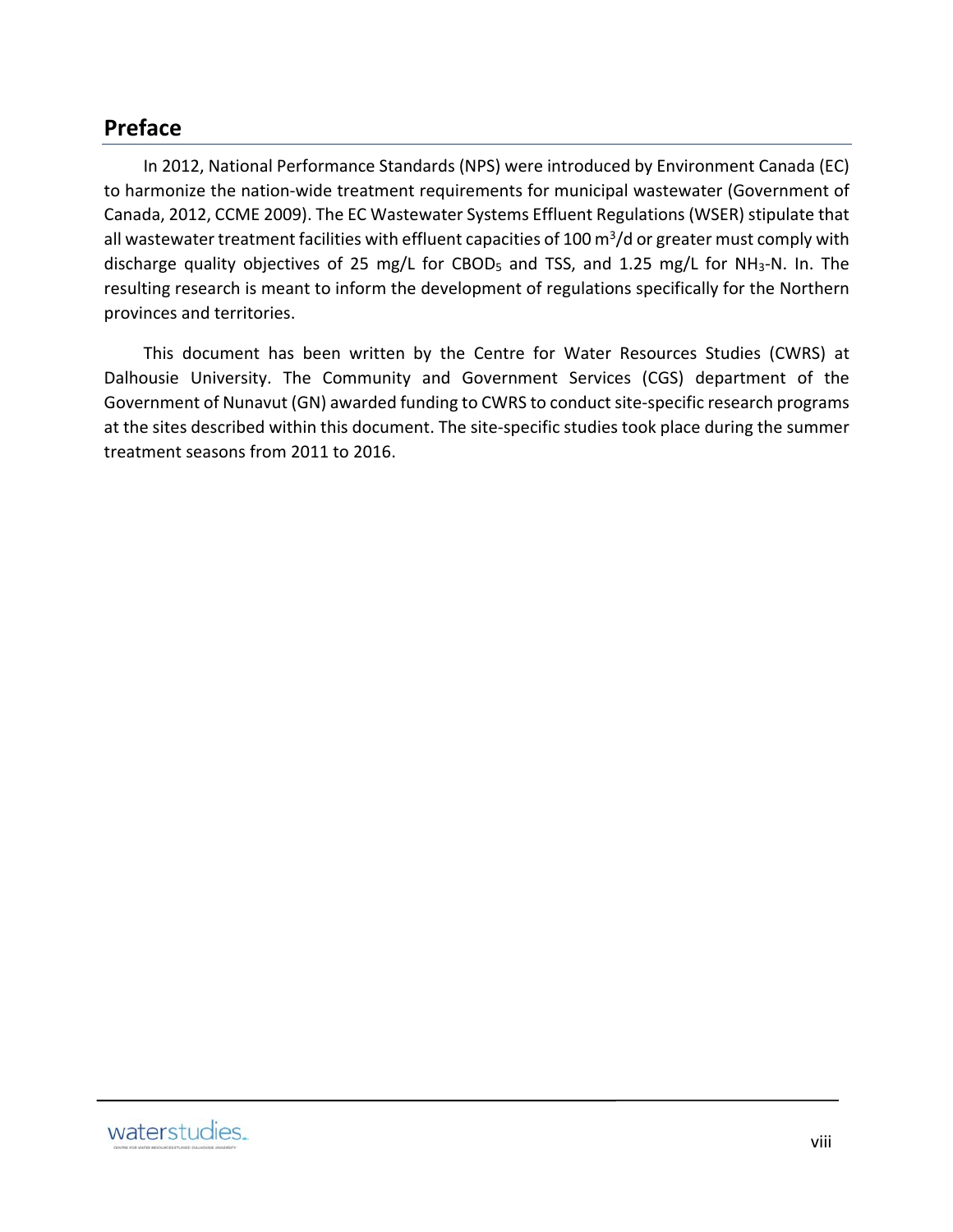## Preface

In 2012, National Performance Standards (NPS) were introduced by Environment Canada (EC) to harmonize the nation-wide treatment requirements for municipal wastewater (Government of Canada, 2012, CCME 2009). The EC Wastewater Systems Effluent Regulations (WSER) stipulate that all wastewater treatment facilities with effluent capacities of 100 $m^3$/d or greater must comply with discharge quality objectives of 25 mg/L for $CBOD_5$ and TSS, and 1.25 mg/L for $NH_3$-N. In. The resulting research is meant to inform the development of regulations specifically for the Northern provinces and territories.

This document has been written by the Centre for Water Resources Studies (CWRS) at Dalhousie University. The Community and Government Services (CGS) department of the Government of Nunavut (GN) awarded funding to CWRS to conduct site-specific research programs at the sites described within this document. The site-specific studies took place during the summer treatment seasons from 2011 to 2016.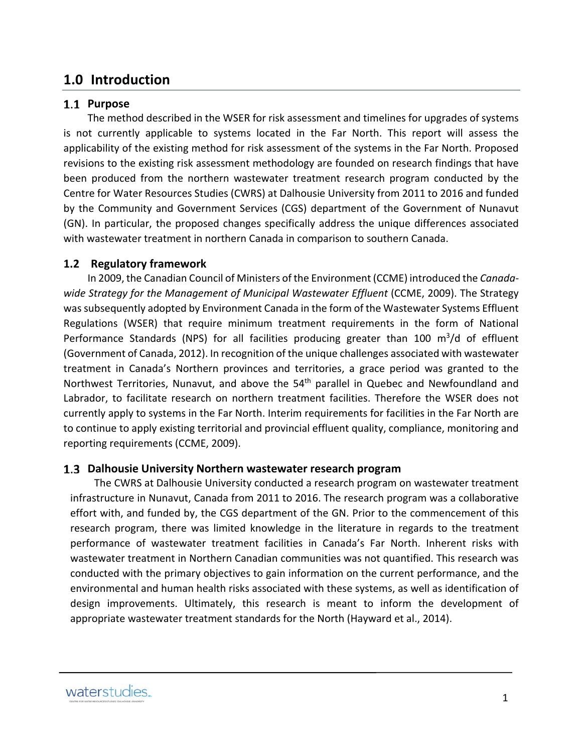# 1.0 Introduction

## 1.1 Purpose

The method described in the WSER for risk assessment and timelines for upgrades of systems is not currently applicable to systems located in the Far North. This report will assess the applicability of the existing method for risk assessment of the systems in the Far North. Proposed revisions to the existing risk assessment methodology are founded on research findings that have been produced from the northern wastewater treatment research program conducted by the Centre for Water Resources Studies (CWRS) at Dalhousie University from 2011 to 2016 and funded by the Community and Government Services (CGS) department of the Government of Nunavut (GN). In particular, the proposed changes specifically address the unique differences associated with wastewater treatment in northern Canada in comparison to southern Canada.

## 1.2 Regulatory framework

In 2009, the Canadian Council of Ministers of the Environment (CCME) introduced the *Canada-wide Strategy for the Management of Municipal Wastewater Effluent* (CCME, 2009). The Strategy was subsequently adopted by Environment Canada in the form of the Wastewater Systems Effluent Regulations (WSER) that require minimum treatment requirements in the form of National Performance Standards (NPS) for all facilities producing greater than 100 $m^3/d$ of effluent (Government of Canada, 2012). In recognition of the unique challenges associated with wastewater treatment in Canada's Northern provinces and territories, a grace period was granted to the Northwest Territories, Nunavut, and above the $54^{th}$ parallel in Quebec and Newfoundland and Labrador, to facilitate research on northern treatment facilities. Therefore the WSER does not currently apply to systems in the Far North. Interim requirements for facilities in the Far North are to continue to apply existing territorial and provincial effluent quality, compliance, monitoring and reporting requirements (CCME, 2009).

## 1.3 Dalhousie University Northern wastewater research program

The CWRS at Dalhousie University conducted a research program on wastewater treatment infrastructure in Nunavut, Canada from 2011 to 2016. The research program was a collaborative effort with, and funded by, the CGS department of the GN. Prior to the commencement of this research program, there was limited knowledge in the literature in regards to the treatment performance of wastewater treatment facilities in Canada's Far North. Inherent risks with wastewater treatment in Northern Canadian communities was not quantified. This research was conducted with the primary objectives to gain information on the current performance, and the environmental and human health risks associated with these systems, as well as identification of design improvements. Ultimately, this research is meant to inform the development of appropriate wastewater treatment standards for the North (Hayward et al., 2014).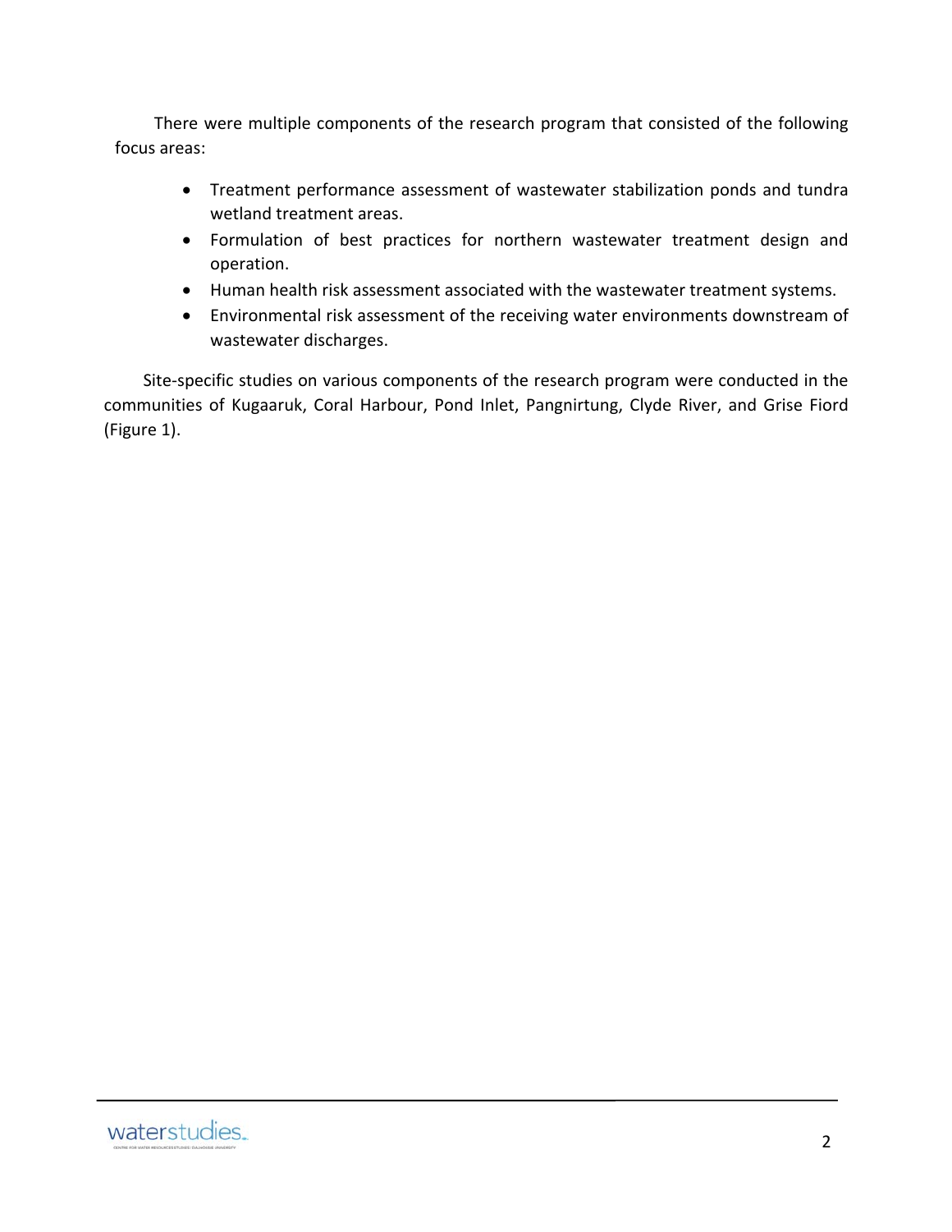There were multiple components of the research program that consisted of the following focus areas:

- Treatment performance assessment of wastewater stabilization ponds and tundra wetland treatment areas.
- Formulation of best practices for northern wastewater treatment design and operation.
- Human health risk assessment associated with the wastewater treatment systems.
- Environmental risk assessment of the receiving water environments downstream of wastewater discharges.

Site-specific studies on various components of the research program were conducted in the communities of Kugaaruk, Coral Harbour, Pond Inlet, Pangnirtung, Clyde River, and Grise Fiord (Figure 1).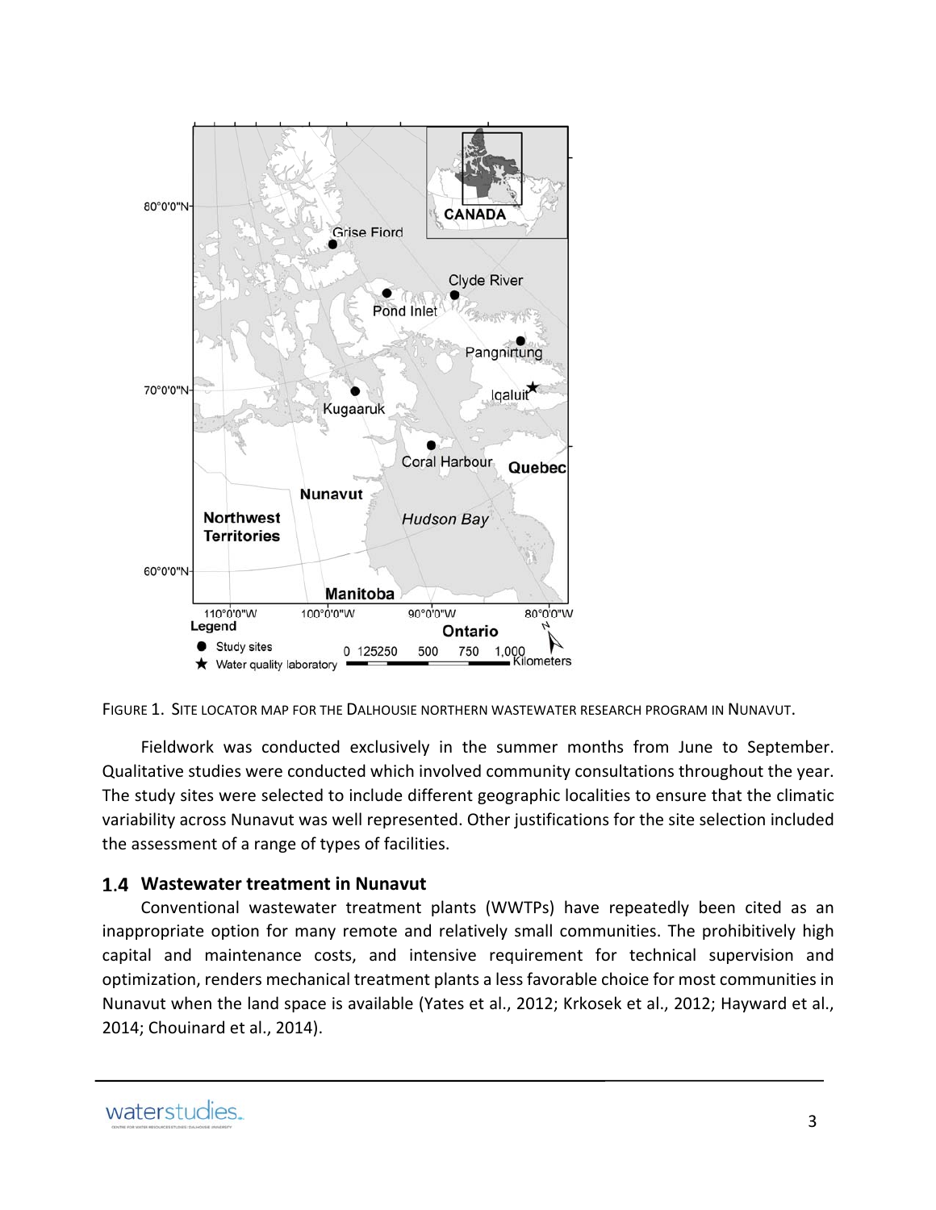FIGURE 1. SITE LOCATOR MAP FOR THE DALHOUSIE NORTHERN WASTEWATER RESEARCH PROGRAM IN NUNAVUT.

Fieldwork was conducted exclusively in the summer months from June to September. Qualitative studies were conducted which involved community consultations throughout the year. The study sites were selected to include different geographic localities to ensure that the climatic variability across Nunavut was well represented. Other justifications for the site selection included the assessment of a range of types of facilities.

### 1.4 Wastewater treatment in Nunavut

Conventional wastewater treatment plants (WWTPs) have repeatedly been cited as an inappropriate option for many remote and relatively small communities. The prohibitively high capital and maintenance costs, and intensive requirement for technical supervision and optimization, renders mechanical treatment plants a less favorable choice for most communities in Nunavut when the land space is available (Yates et al., 2012; Krkosek et al., 2012; Hayward et al., 2014; Chouinard et al., 2014).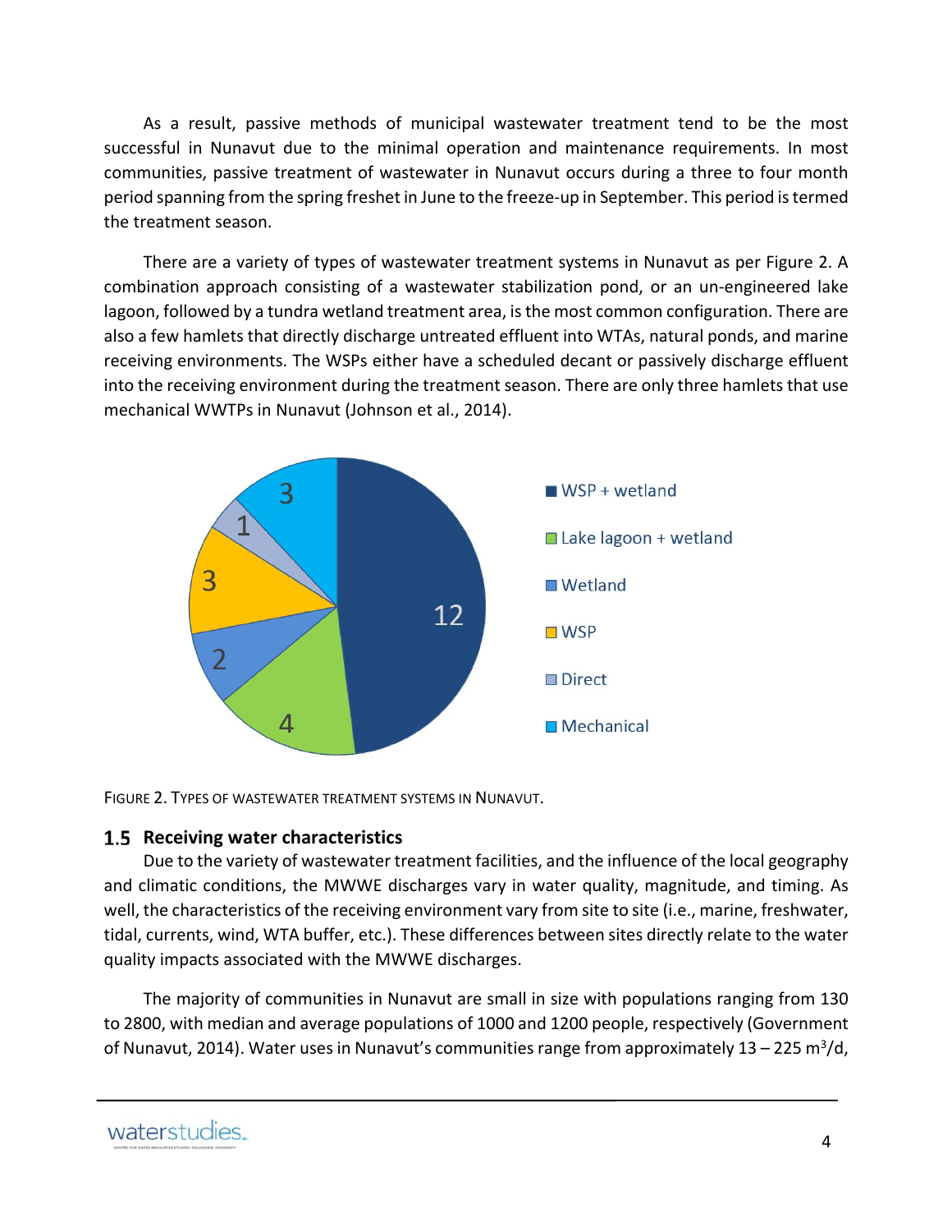As a result, passive methods of municipal wastewater treatment tend to be the most successful in Nunavut due to the minimal operation and maintenance requirements. In most communities, passive treatment of wastewater in Nunavut occurs during a three to four month period spanning from the spring freshet in June to the freeze-up in September. This period is termed the treatment season.

There are a variety of types of wastewater treatment systems in Nunavut as per Figure 2. A combination approach consisting of a wastewater stabilization pond, or an un-engineered lake lagoon, followed by a tundra wetland treatment area, is the most common configuration. There are also a few hamlets that directly discharge untreated effluent into WTAs, natural ponds, and marine receiving environments. The WSPs either have a scheduled decant or passively discharge effluent into the receiving environment during the treatment season. There are only three hamlets that use mechanical WWTPs in Nunavut (Johnson et al., 2014).

FIGURE 2. TYPES OF WASTEWATER TREATMENT SYSTEMS IN NUNAVUT.

## 1.5 Receiving water characteristics

Due to the variety of wastewater treatment facilities, and the influence of the local geography and climatic conditions, the MWWE discharges vary in water quality, magnitude, and timing. As well, the characteristics of the receiving environment vary from site to site (i.e., marine, freshwater, tidal, currents, wind, WTA buffer, etc.). These differences between sites directly relate to the water quality impacts associated with the MWWE discharges.

The majority of communities in Nunavut are small in size with populations ranging from 130 to 2800, with median and average populations of 1000 and 1200 people, respectively (Government of Nunavut, 2014). Water uses in Nunavut's communities range from approximately 13 – 225 $m^3/d$,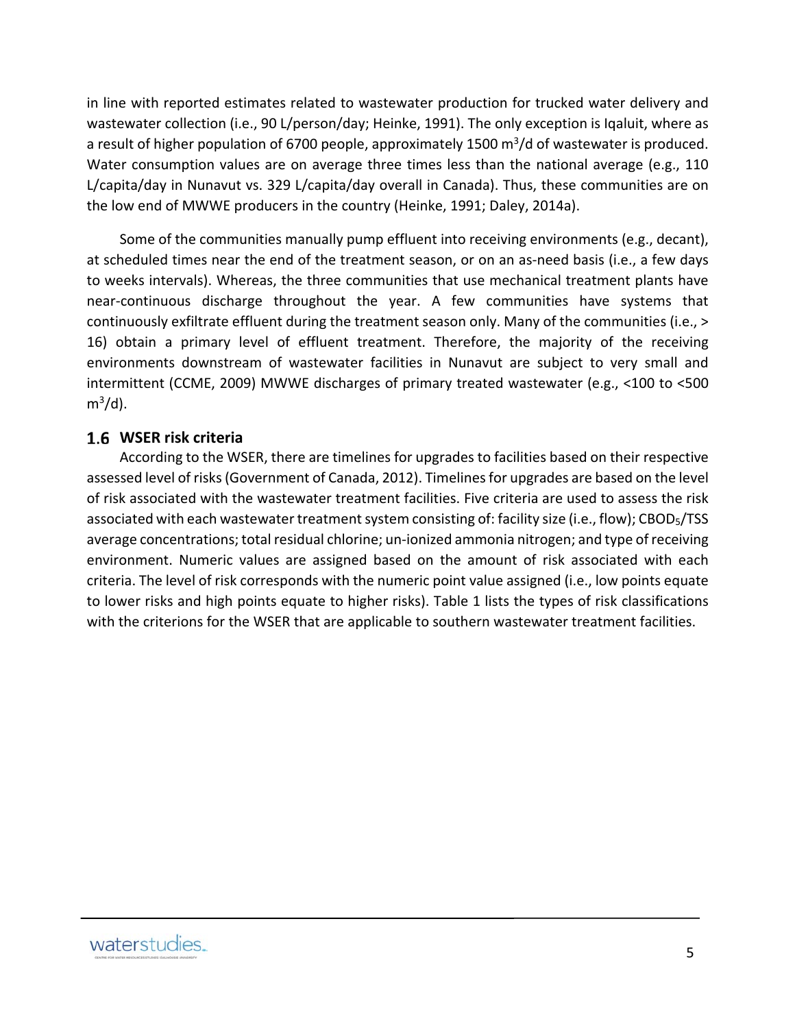in line with reported estimates related to wastewater production for trucked water delivery and wastewater collection (i.e., 90 L/person/day; Heinke, 1991). The only exception is Iqaluit, where as a result of higher population of 6700 people, approximately 1500 $m^3$/d of wastewater is produced. Water consumption values are on average three times less than the national average (e.g., 110 L/capita/day in Nunavut vs. 329 L/capita/day overall in Canada). Thus, these communities are on the low end of MWWE producers in the country (Heinke, 1991; Daley, 2014a).

Some of the communities manually pump effluent into receiving environments (e.g., decant), at scheduled times near the end of the treatment season, or on an as-need basis (i.e., a few days to weeks intervals). Whereas, the three communities that use mechanical treatment plants have near-continuous discharge throughout the year. A few communities have systems that continuously exfiltrate effluent during the treatment season only. Many of the communities (i.e., > 16) obtain a primary level of effluent treatment. Therefore, the majority of the receiving environments downstream of wastewater facilities in Nunavut are subject to very small and intermittent (CCME, 2009) MWWE discharges of primary treated wastewater (e.g., <100 to <500 $m^3$/d).

## 1.6 WSER risk criteria

According to the WSER, there are timelines for upgrades to facilities based on their respective assessed level of risks (Government of Canada, 2012). Timelines for upgrades are based on the level of risk associated with the wastewater treatment facilities. Five criteria are used to assess the risk associated with each wastewater treatment system consisting of: facility size (i.e., flow); $CBOD_5$/TSS average concentrations; total residual chlorine; un-ionized ammonia nitrogen; and type of receiving environment. Numeric values are assigned based on the amount of risk associated with each criteria. The level of risk corresponds with the numeric point value assigned (i.e., low points equate to lower risks and high points equate to higher risks). Table 1 lists the types of risk classifications with the criterions for the WSER that are applicable to southern wastewater treatment facilities.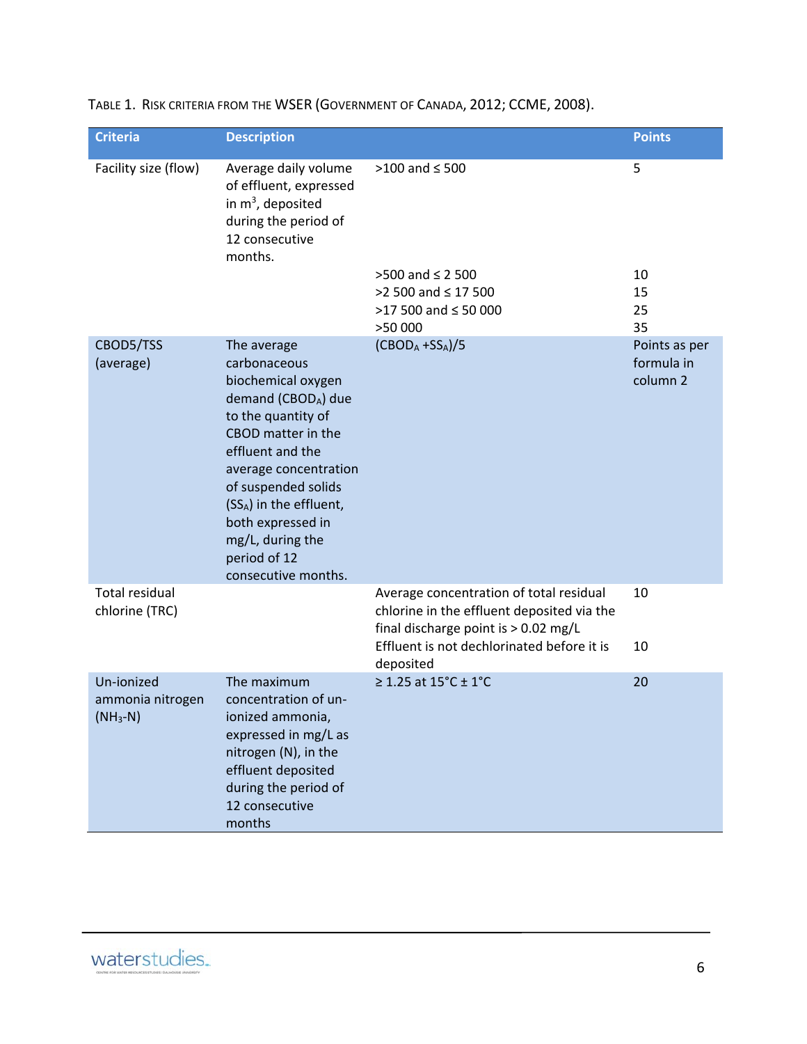TABLE 1. RISK CRITERIA FROM THE WSER (GOVERNMENT OF CANADA, 2012; CCME, 2008).

| Criteria | Description | | Points |
|---|---|---|---|
| Facility size (flow) | Average daily volume of effluent, expressed in $m^3$, deposited during the period of 12 consecutive months. | >100 and ≤ 500 | 5 |
| | | >500 and ≤ 2 500 | 10 |
| | | >2 500 and ≤ 17 500 | 15 |
| | | >17 500 and ≤ 50 000 | 25 |
| | | >50 000 | 35 |
| CBOD5/TSS (average) | The average carbonaceous biochemical oxygen demand ($CBOD_A$) due to the quantity of CBOD matter in the effluent and the average concentration of suspended solids ($SS_A$) in the effluent, both expressed in mg/L, during the period of 12 consecutive months. | $(CBOD_A + SS_A)/5$ | Points as per formula in column 2 |
| Total residual chlorine (TRC) | | Average concentration of total residual chlorine in the effluent deposited via the final discharge point is > 0.02 mg/L | 10 |
| | | Effluent is not dechlorinated before it is deposited | 10 |
| Un-ionized ammonia nitrogen ($NH_3$-N) | The maximum concentration of un-ionized ammonia, expressed in mg/L as nitrogen (N), in the effluent deposited during the period of 12 consecutive months | ≥ 1.25 at 15°C ± 1°C | 20 |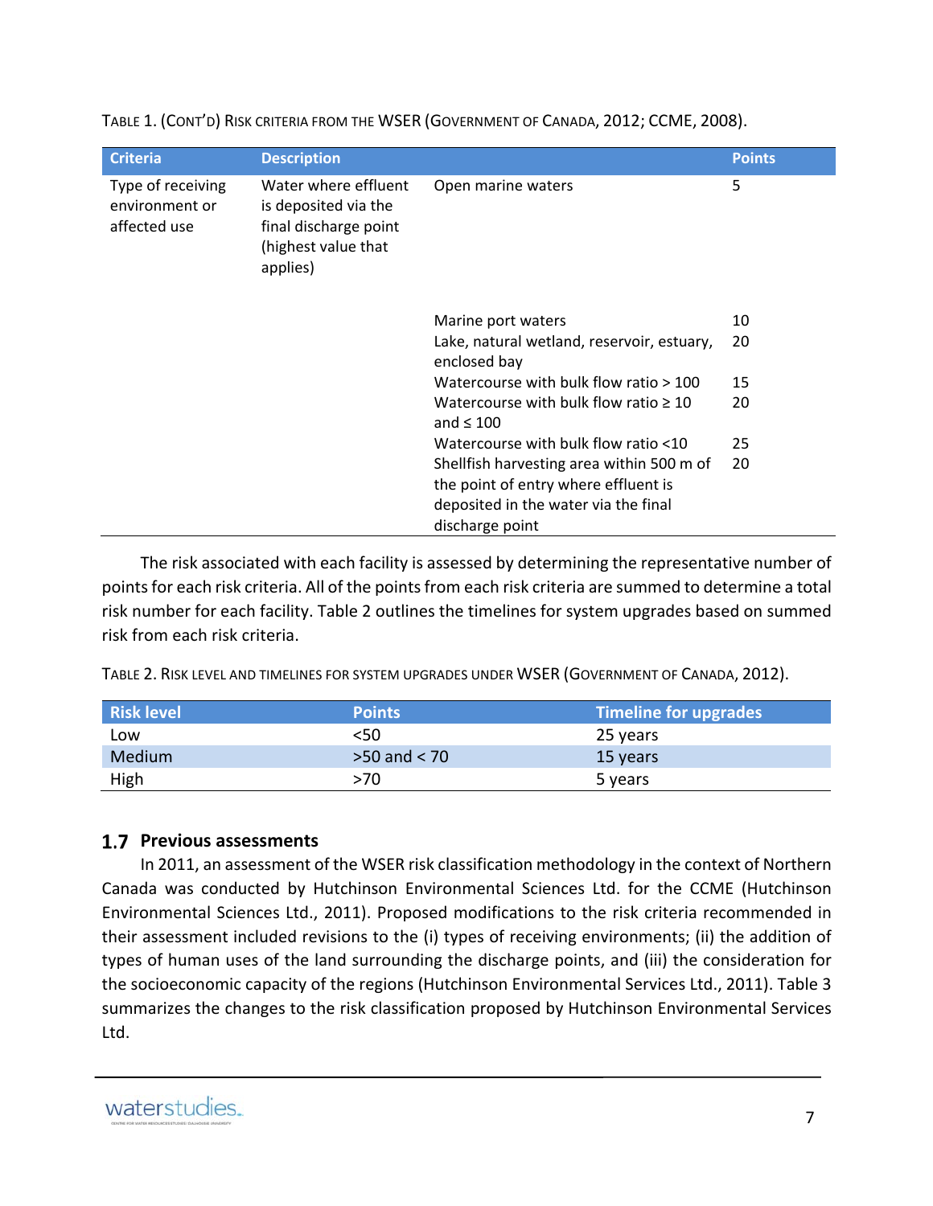TABLE 1. (CONT'D) RISK CRITERIA FROM THE WSER (GOVERNMENT OF CANADA, 2012; CCME, 2008).

| Criteria | Description | | Points |
|---|---|---|---|
| Type of receiving environment or affected use | Water where effluent is deposited via the final discharge point (highest value that applies) | Open marine waters | 5 |
| | | Marine port waters | 10 |
| | | Lake, natural wetland, reservoir, estuary, enclosed bay | 20 |
| | | Watercourse with bulk flow ratio > 100 | 15 |
| | | Watercourse with bulk flow ratio ≥ 10 and ≤ 100 | 20 |
| | | Watercourse with bulk flow ratio <10 | 25 |
| | | Shellfish harvesting area within 500 m of the point of entry where effluent is deposited in the water via the final discharge point | 20 |

The risk associated with each facility is assessed by determining the representative number of points for each risk criteria. All of the points from each risk criteria are summed to determine a total risk number for each facility. Table 2 outlines the timelines for system upgrades based on summed risk from each risk criteria.

TABLE 2. RISK LEVEL AND TIMELINES FOR SYSTEM UPGRADES UNDER WSER (GOVERNMENT OF CANADA, 2012).

| Risk level | Points | Timeline for upgrades |
|---|---|---|
| Low | <50 | 25 years |
| Medium | >50 and < 70 | 15 years |
| High | >70 | 5 years |

## 1.7 Previous assessments

In 2011, an assessment of the WSER risk classification methodology in the context of Northern Canada was conducted by Hutchinson Environmental Sciences Ltd. for the CCME (Hutchinson Environmental Sciences Ltd., 2011). Proposed modifications to the risk criteria recommended in their assessment included revisions to the (i) types of receiving environments; (ii) the addition of types of human uses of the land surrounding the discharge points, and (iii) the consideration for the socioeconomic capacity of the regions (Hutchinson Environmental Services Ltd., 2011). Table 3 summarizes the changes to the risk classification proposed by Hutchinson Environmental Services Ltd.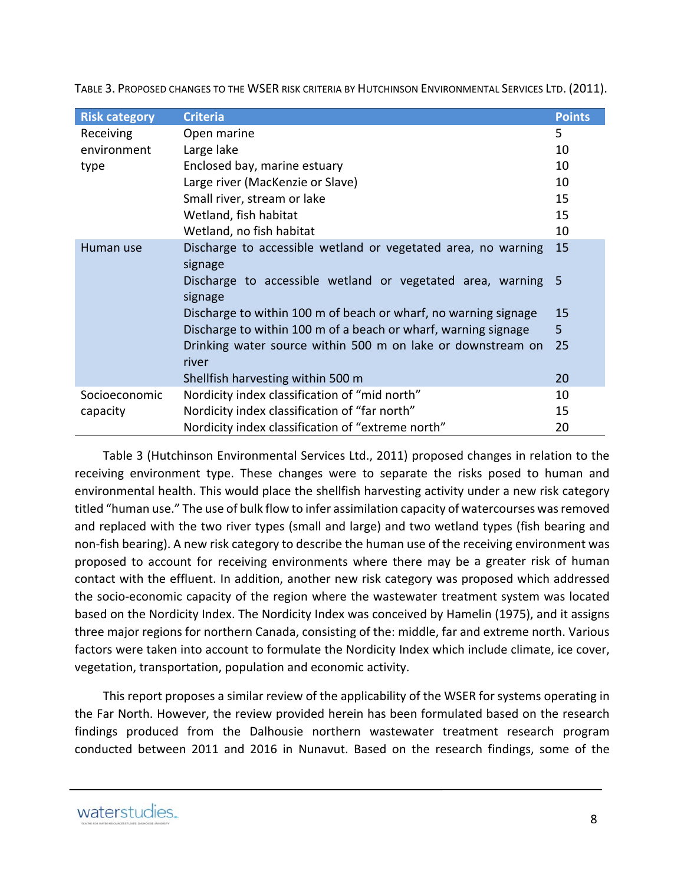Table 3. Proposed changes to the WSER risk criteria by Hutchinson Environmental Services Ltd. (2011).

| Risk category | Criteria | Points |
|---|---|---|
| Receiving environment type | Open marine | 5 |
| | Large lake | 10 |
| | Enclosed bay, marine estuary | 10 |
| | Large river (MacKenzie or Slave) | 10 |
| | Small river, stream or lake | 15 |
| | Wetland, fish habitat | 15 |
| | Wetland, no fish habitat | 10 |
| Human use | Discharge to accessible wetland or vegetated area, no warning signage | 15 |
| | Discharge to accessible wetland or vegetated area, warning signage | 5 |
| | Discharge to within 100 m of beach or wharf, no warning signage | 15 |
| | Discharge to within 100 m of a beach or wharf, warning signage | 5 |
| | Drinking water source within 500 m on lake or downstream on river | 25 |
| | Shellfish harvesting within 500 m | 20 |
| Socioeconomic capacity | Nordicity index classification of "mid north" | 10 |
| | Nordicity index classification of "far north" | 15 |
| | Nordicity index classification of "extreme north" | 20 |

Table 3 (Hutchinson Environmental Services Ltd., 2011) proposed changes in relation to the receiving environment type. These changes were to separate the risks posed to human and environmental health. This would place the shellfish harvesting activity under a new risk category titled "human use." The use of bulk flow to infer assimilation capacity of watercourses was removed and replaced with the two river types (small and large) and two wetland types (fish bearing and non-fish bearing). A new risk category to describe the human use of the receiving environment was proposed to account for receiving environments where there may be a greater risk of human contact with the effluent. In addition, another new risk category was proposed which addressed the socio-economic capacity of the region where the wastewater treatment system was located based on the Nordicity Index. The Nordicity Index was conceived by Hamelin (1975), and it assigns three major regions for northern Canada, consisting of the: middle, far and extreme north. Various factors were taken into account to formulate the Nordicity Index which include climate, ice cover, vegetation, transportation, population and economic activity.

This report proposes a similar review of the applicability of the WSER for systems operating in the Far North. However, the review provided herein has been formulated based on the research findings produced from the Dalhousie northern wastewater treatment research program conducted between 2011 and 2016 in Nunavut. Based on the research findings, some of the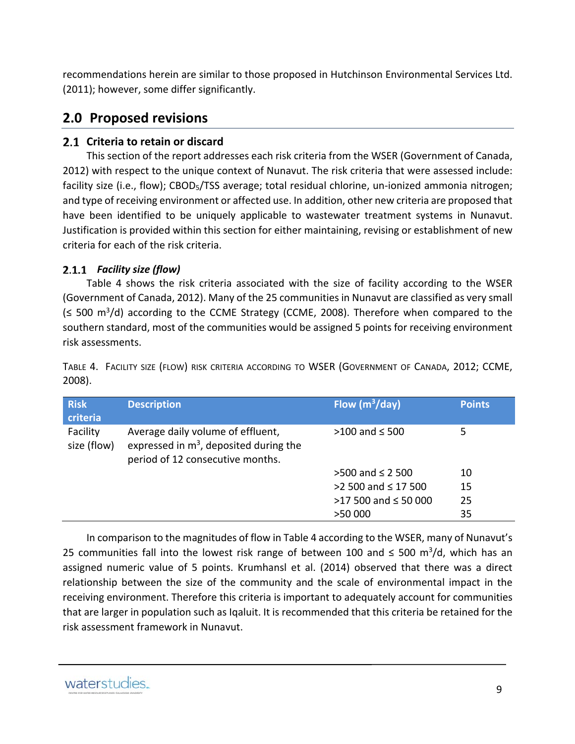recommendations herein are similar to those proposed in Hutchinson Environmental Services Ltd. (2011); however, some differ significantly.

## 2.0 Proposed revisions

### 2.1 Criteria to retain or discard

This section of the report addresses each risk criteria from the WSER (Government of Canada, 2012) with respect to the unique context of Nunavut. The risk criteria that were assessed include: facility size (i.e., flow); $CBOD_5$/TSS average; total residual chlorine, un-ionized ammonia nitrogen; and type of receiving environment or affected use. In addition, other new criteria are proposed that have been identified to be uniquely applicable to wastewater treatment systems in Nunavut. Justification is provided within this section for either maintaining, revising or establishment of new criteria for each of the risk criteria.

#### 2.1.1 *Facility size (flow)*

Table 4 shows the risk criteria associated with the size of facility according to the WSER (Government of Canada, 2012). Many of the 25 communities in Nunavut are classified as very small (≤ 500 $m^3$/d) according to the CCME Strategy (CCME, 2008). Therefore when compared to the southern standard, most of the communities would be assigned 5 points for receiving environment risk assessments.

Table 4. Facility size (flow) risk criteria according to WSER (Government of Canada, 2012; CCME, 2008).

| Risk criteria | Description | Flow ($m^3$/day) | Points |
|---|---|---|---|
| Facility size (flow) | Average daily volume of effluent, expressed in $m^3$, deposited during the period of 12 consecutive months. | >100 and ≤ 500 | 5 |
| | | >500 and ≤ 2 500 | 10 |
| | | >2 500 and ≤ 17 500 | 15 |
| | | >17 500 and ≤ 50 000 | 25 |
| | | >50 000 | 35 |

In comparison to the magnitudes of flow in Table 4 according to the WSER, many of Nunavut's 25 communities fall into the lowest risk range of between 100 and ≤ 500 $m^3$/d, which has an assigned numeric value of 5 points. Krumhansl et al. (2014) observed that there was a direct relationship between the size of the community and the scale of environmental impact in the receiving environment. Therefore this criteria is important to adequately account for communities that are larger in population such as Iqaluit. It is recommended that this criteria be retained for the risk assessment framework in Nunavut.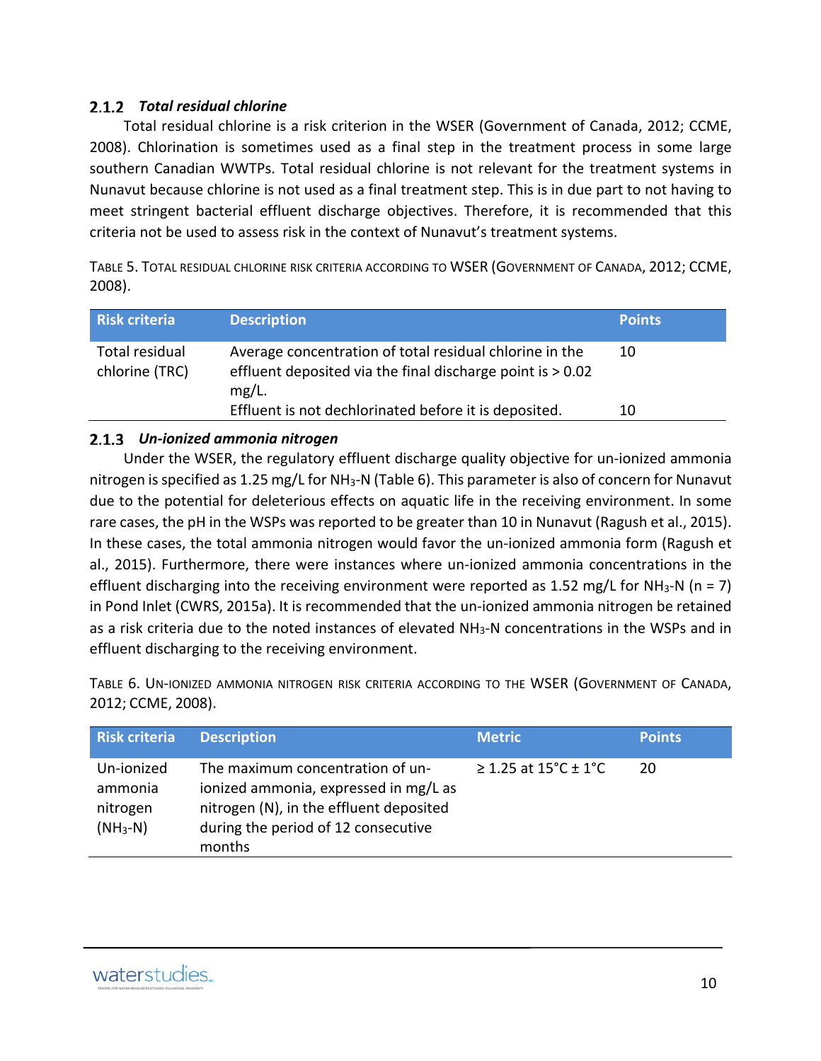### 2.1.2 *Total residual chlorine*

Total residual chlorine is a risk criterion in the WSER (Government of Canada, 2012; CCME, 2008). Chlorination is sometimes used as a final step in the treatment process in some large southern Canadian WWTPs. Total residual chlorine is not relevant for the treatment systems in Nunavut because chlorine is not used as a final treatment step. This is in due part to not having to meet stringent bacterial effluent discharge objectives. Therefore, it is recommended that this criteria not be used to assess risk in the context of Nunavut's treatment systems.

TABLE 5. TOTAL RESIDUAL CHLORINE RISK CRITERIA ACCORDING TO WSER (GOVERNMENT OF CANADA, 2012; CCME, 2008).

| Risk criteria | Description | Points |
|---|---|---|
| Total residual chlorine (TRC) | Average concentration of total residual chlorine in the effluent deposited via the final discharge point is > 0.02 mg/L. | 10 |
| | Effluent is not dechlorinated before it is deposited. | 10 |

### 2.1.3 *Un-ionized ammonia nitrogen*

Under the WSER, the regulatory effluent discharge quality objective for un-ionized ammonia nitrogen is specified as 1.25 mg/L for $NH_3$-N (Table 6). This parameter is also of concern for Nunavut due to the potential for deleterious effects on aquatic life in the receiving environment. In some rare cases, the pH in the WSPs was reported to be greater than 10 in Nunavut (Ragush et al., 2015). In these cases, the total ammonia nitrogen would favor the un-ionized ammonia form (Ragush et al., 2015). Furthermore, there were instances where un-ionized ammonia concentrations in the effluent discharging into the receiving environment were reported as 1.52 mg/L for $NH_3$-N (n = 7) in Pond Inlet (CWRS, 2015a). It is recommended that the un-ionized ammonia nitrogen be retained as a risk criteria due to the noted instances of elevated $NH_3$-N concentrations in the WSPs and in effluent discharging to the receiving environment.

TABLE 6. UN-IONIZED AMMONIA NITROGEN RISK CRITERIA ACCORDING TO THE WSER (GOVERNMENT OF CANADA, 2012; CCME, 2008).

| Risk criteria | Description | Metric | Points |
|---|---|---|---|
| Un-ionized ammonia nitrogen ($NH_3$-N) | The maximum concentration of un-ionized ammonia, expressed in mg/L as nitrogen (N), in the effluent deposited during the period of 12 consecutive months | ≥ 1.25 at 15°C ± 1°C | 20 |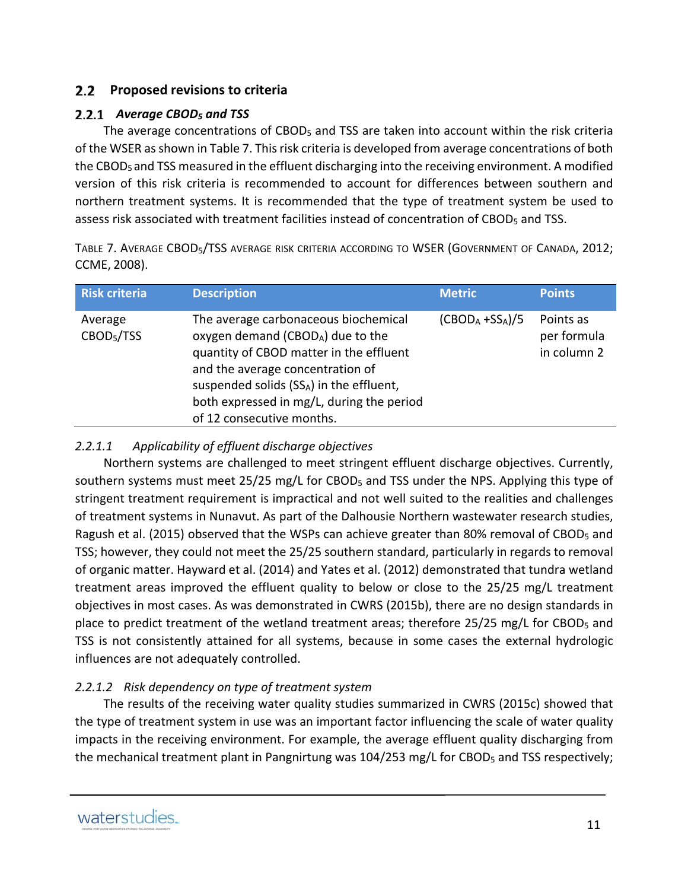## 2.2 Proposed revisions to criteria

### 2.2.1 *Average $CBOD_5$ and TSS*

The average concentrations of $CBOD_5$ and TSS are taken into account within the risk criteria of the WSER as shown in Table 7. This risk criteria is developed from average concentrations of both the $CBOD_5$ and TSS measured in the effluent discharging into the receiving environment. A modified version of this risk criteria is recommended to account for differences between southern and northern treatment systems. It is recommended that the type of treatment system be used to assess risk associated with treatment facilities instead of concentration of $CBOD_5$ and TSS.

TABLE 7. AVERAGE $CBOD_5$/TSS AVERAGE RISK CRITERIA ACCORDING TO WSER (GOVERNMENT OF CANADA, 2012; CCME, 2008).

| Risk criteria | Description | Metric | Points |
|---|---|---|---|
| Average $CBOD_5$/TSS | The average carbonaceous biochemical oxygen demand ($CBOD_A$) due to the quantity of CBOD matter in the effluent and the average concentration of suspended solids ($SS_A$) in the effluent, both expressed in mg/L, during the period of 12 consecutive months. | $(CBOD_A + SS_A)/5$ | Points as per formula in column 2 |

#### *2.2.1.1 Applicability of effluent discharge objectives*

Northern systems are challenged to meet stringent effluent discharge objectives. Currently, southern systems must meet 25/25 mg/L for $CBOD_5$ and TSS under the NPS. Applying this type of stringent treatment requirement is impractical and not well suited to the realities and challenges of treatment systems in Nunavut. As part of the Dalhousie Northern wastewater research studies, Ragush et al. (2015) observed that the WSPs can achieve greater than 80% removal of $CBOD_5$ and TSS; however, they could not meet the 25/25 southern standard, particularly in regards to removal of organic matter. Hayward et al. (2014) and Yates et al. (2012) demonstrated that tundra wetland treatment areas improved the effluent quality to below or close to the 25/25 mg/L treatment objectives in most cases. As was demonstrated in CWRS (2015b), there are no design standards in place to predict treatment of the wetland treatment areas; therefore 25/25 mg/L for $CBOD_5$ and TSS is not consistently attained for all systems, because in some cases the external hydrologic influences are not adequately controlled.

#### *2.2.1.2 Risk dependency on type of treatment system*

The results of the receiving water quality studies summarized in CWRS (2015c) showed that the type of treatment system in use was an important factor influencing the scale of water quality impacts in the receiving environment. For example, the average effluent quality discharging from the mechanical treatment plant in Pangnirtung was 104/253 mg/L for $CBOD_5$ and TSS respectively;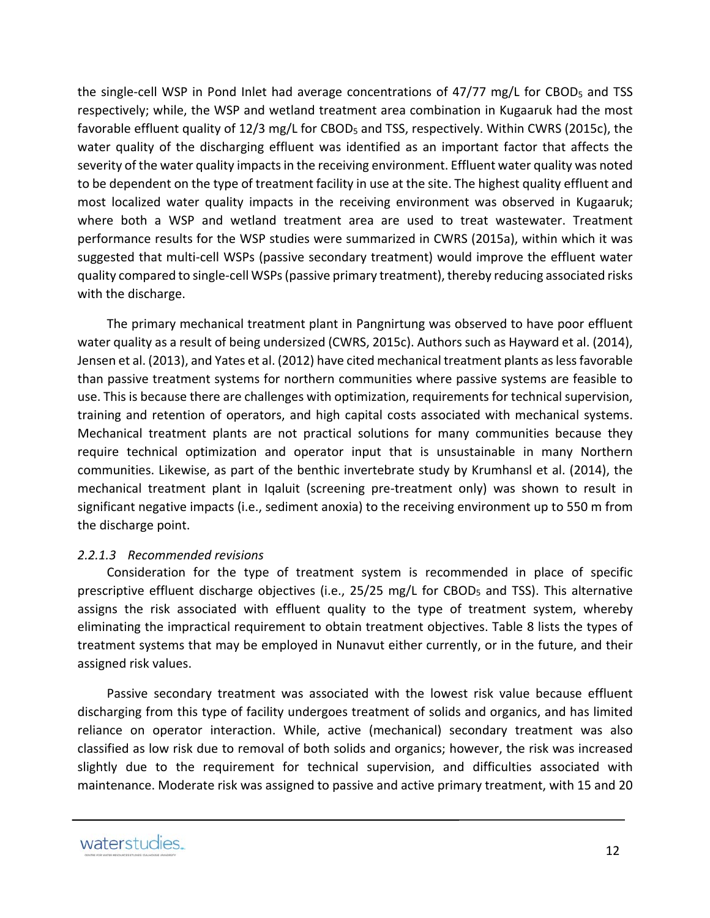the single-cell WSP in Pond Inlet had average concentrations of 47/77 mg/L for $CBOD_5$ and TSS respectively; while, the WSP and wetland treatment area combination in Kugaaruk had the most favorable effluent quality of 12/3 mg/L for $CBOD_5$ and TSS, respectively. Within CWRS (2015c), the water quality of the discharging effluent was identified as an important factor that affects the severity of the water quality impacts in the receiving environment. Effluent water quality was noted to be dependent on the type of treatment facility in use at the site. The highest quality effluent and most localized water quality impacts in the receiving environment was observed in Kugaaruk; where both a WSP and wetland treatment area are used to treat wastewater. Treatment performance results for the WSP studies were summarized in CWRS (2015a), within which it was suggested that multi-cell WSPs (passive secondary treatment) would improve the effluent water quality compared to single-cell WSPs (passive primary treatment), thereby reducing associated risks with the discharge.

The primary mechanical treatment plant in Pangnirtung was observed to have poor effluent water quality as a result of being undersized (CWRS, 2015c). Authors such as Hayward et al. (2014), Jensen et al. (2013), and Yates et al. (2012) have cited mechanical treatment plants as less favorable than passive treatment systems for northern communities where passive systems are feasible to use. This is because there are challenges with optimization, requirements for technical supervision, training and retention of operators, and high capital costs associated with mechanical systems. Mechanical treatment plants are not practical solutions for many communities because they require technical optimization and operator input that is unsustainable in many Northern communities. Likewise, as part of the benthic invertebrate study by Krumhansl et al. (2014), the mechanical treatment plant in Iqaluit (screening pre-treatment only) was shown to result in significant negative impacts (i.e., sediment anoxia) to the receiving environment up to 550 m from the discharge point.

#### *2.2.1.3 Recommended revisions*

Consideration for the type of treatment system is recommended in place of specific prescriptive effluent discharge objectives (i.e., 25/25 mg/L for $CBOD_5$ and TSS). This alternative assigns the risk associated with effluent quality to the type of treatment system, whereby eliminating the impractical requirement to obtain treatment objectives. Table 8 lists the types of treatment systems that may be employed in Nunavut either currently, or in the future, and their assigned risk values.

Passive secondary treatment was associated with the lowest risk value because effluent discharging from this type of facility undergoes treatment of solids and organics, and has limited reliance on operator interaction. While, active (mechanical) secondary treatment was also classified as low risk due to removal of both solids and organics; however, the risk was increased slightly due to the requirement for technical supervision, and difficulties associated with maintenance. Moderate risk was assigned to passive and active primary treatment, with 15 and 20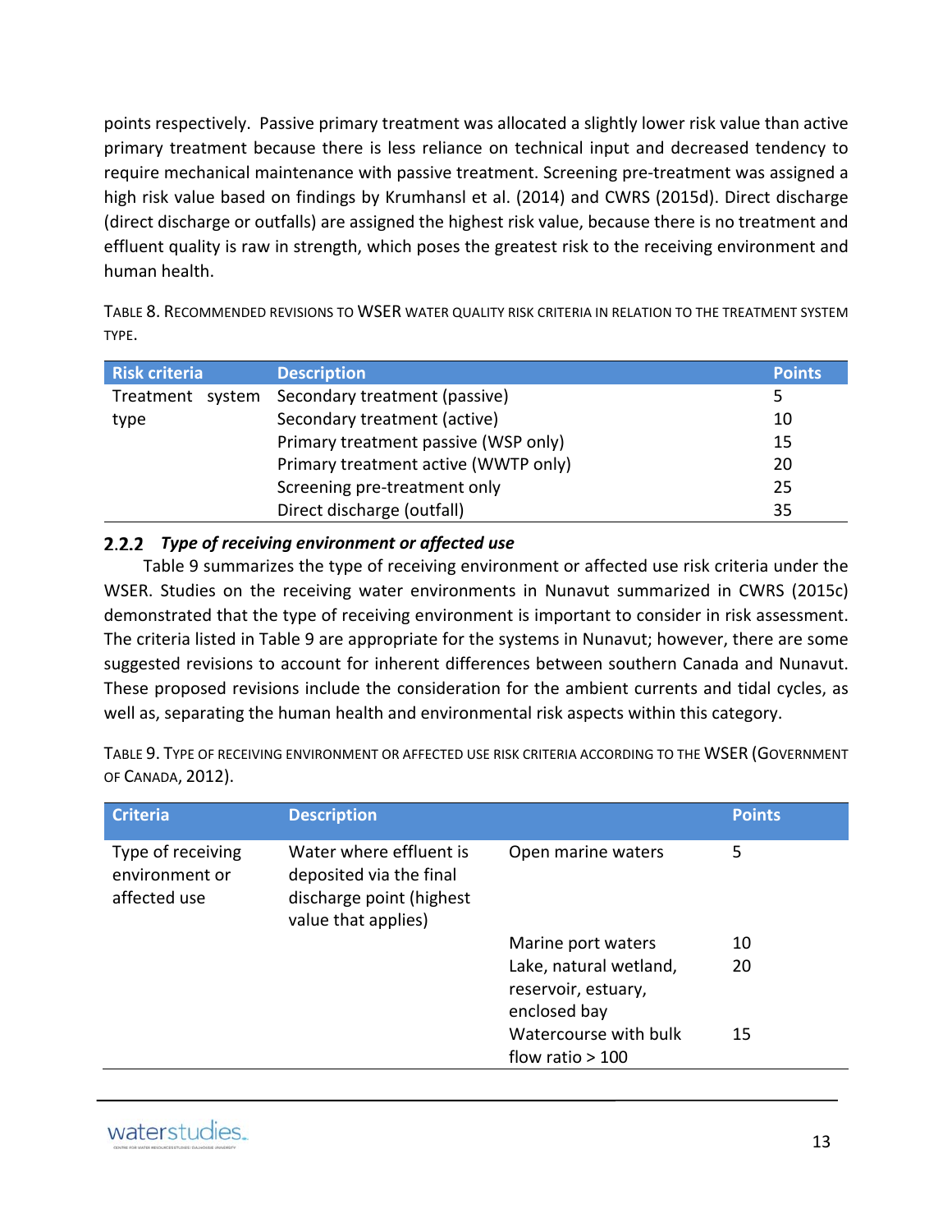points respectively. Passive primary treatment was allocated a slightly lower risk value than active primary treatment because there is less reliance on technical input and decreased tendency to require mechanical maintenance with passive treatment. Screening pre-treatment was assigned a high risk value based on findings by Krumhansl et al. (2014) and CWRS (2015d). Direct discharge (direct discharge or outfalls) are assigned the highest risk value, because there is no treatment and effluent quality is raw in strength, which poses the greatest risk to the receiving environment and human health.

TABLE 8. RECOMMENDED REVISIONS TO WSER WATER QUALITY RISK CRITERIA IN RELATION TO THE TREATMENT SYSTEM TYPE.

| Risk criteria | Description | Points |
|---|---|---|
| Treatment system type | Secondary treatment (passive) | 5 |
| | Secondary treatment (active) | 10 |
| | Primary treatment passive (WSP only) | 15 |
| | Primary treatment active (WWTP only) | 20 |
| | Screening pre-treatment only | 25 |
| | Direct discharge (outfall) | 35 |

### 2.2.2 *Type of receiving environment or affected use*

Table 9 summarizes the type of receiving environment or affected use risk criteria under the WSER. Studies on the receiving water environments in Nunavut summarized in CWRS (2015c) demonstrated that the type of receiving environment is important to consider in risk assessment. The criteria listed in Table 9 are appropriate for the systems in Nunavut; however, there are some suggested revisions to account for inherent differences between southern Canada and Nunavut. These proposed revisions include the consideration for the ambient currents and tidal cycles, as well as, separating the human health and environmental risk aspects within this category.

TABLE 9. TYPE OF RECEIVING ENVIRONMENT OR AFFECTED USE RISK CRITERIA ACCORDING TO THE WSER (GOVERNMENT OF CANADA, 2012).

| Criteria | Description | | Points |
|---|---|---|---|
| Type of receiving environment or affected use | Water where effluent is deposited via the final discharge point (highest value that applies) | Open marine waters | 5 |
| | | Marine port waters | 10 |
| | | Lake, natural wetland, reservoir, estuary, enclosed bay | 20 |
| | | Watercourse with bulk flow ratio > 100 | 15 |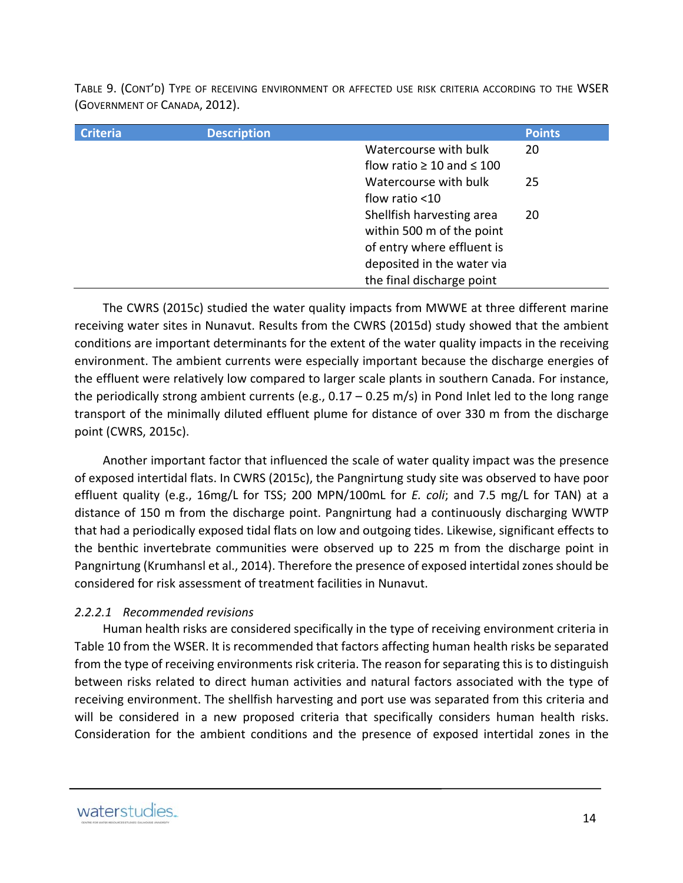TABLE 9. (CONT'D) TYPE OF RECEIVING ENVIRONMENT OR AFFECTED USE RISK CRITERIA ACCORDING TO THE WSER (GOVERNMENT OF CANADA, 2012).

| Criteria | Description | | Points |
|---|---|---|---|
| | | Watercourse with bulk flow ratio ≥ 10 and ≤ 100 | 20 |
| | | Watercourse with bulk flow ratio <10 | 25 |
| | | Shellfish harvesting area within 500 m of the point of entry where effluent is deposited in the water via the final discharge point | 20 |

The CWRS (2015c) studied the water quality impacts from MWWE at three different marine receiving water sites in Nunavut. Results from the CWRS (2015d) study showed that the ambient conditions are important determinants for the extent of the water quality impacts in the receiving environment. The ambient currents were especially important because the discharge energies of the effluent were relatively low compared to larger scale plants in southern Canada. For instance, the periodically strong ambient currents (e.g., 0.17 – 0.25 m/s) in Pond Inlet led to the long range transport of the minimally diluted effluent plume for distance of over 330 m from the discharge point (CWRS, 2015c).

Another important factor that influenced the scale of water quality impact was the presence of exposed intertidal flats. In CWRS (2015c), the Pangnirtung study site was observed to have poor effluent quality (e.g., 16mg/L for TSS; 200 MPN/100mL for *E. coli*; and 7.5 mg/L for TAN) at a distance of 150 m from the discharge point. Pangnirtung had a continuously discharging WWTP that had a periodically exposed tidal flats on low and outgoing tides. Likewise, significant effects to the benthic invertebrate communities were observed up to 225 m from the discharge point in Pangnirtung (Krumhansl et al., 2014). Therefore the presence of exposed intertidal zones should be considered for risk assessment of treatment facilities in Nunavut.

#### *2.2.2.1 Recommended revisions*

Human health risks are considered specifically in the type of receiving environment criteria in Table 10 from the WSER. It is recommended that factors affecting human health risks be separated from the type of receiving environments risk criteria. The reason for separating this is to distinguish between risks related to direct human activities and natural factors associated with the type of receiving environment. The shellfish harvesting and port use was separated from this criteria and will be considered in a new proposed criteria that specifically considers human health risks. Consideration for the ambient conditions and the presence of exposed intertidal zones in the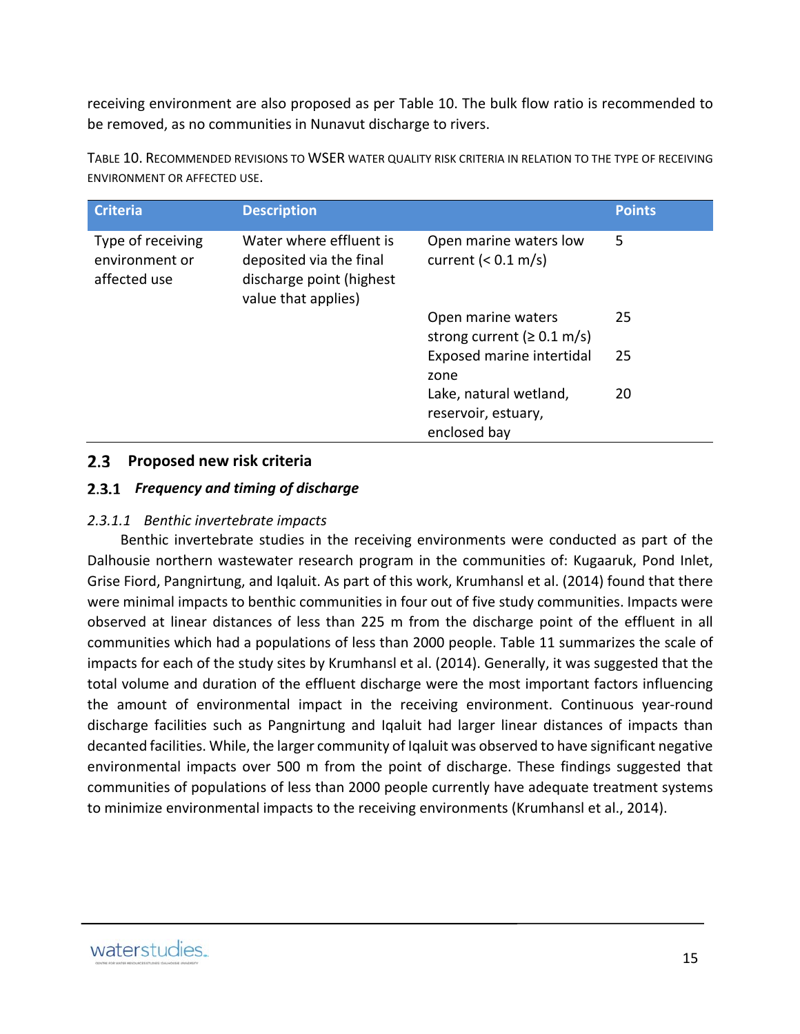receiving environment are also proposed as per Table 10. The bulk flow ratio is recommended to be removed, as no communities in Nunavut discharge to rivers.

TABLE 10. RECOMMENDED REVISIONS TO WSER WATER QUALITY RISK CRITERIA IN RELATION TO THE TYPE OF RECEIVING ENVIRONMENT OR AFFECTED USE.

| Criteria | Description | | Points |
| --- | --- | --- | --- |
| Type of receiving environment or affected use | Water where effluent is deposited via the final discharge point (highest value that applies) | Open marine waters low current (< 0.1 m/s) | 5 |
| | | Open marine waters strong current (≥ 0.1 m/s) | 25 |
| | | Exposed marine intertidal zone | 25 |
| | | Lake, natural wetland, reservoir, estuary, enclosed bay | 20 |

## 2.3 Proposed new risk criteria

### 2.3.1 *Frequency and timing of discharge*

#### *2.3.1.1 Benthic invertebrate impacts*

Benthic invertebrate studies in the receiving environments were conducted as part of the Dalhousie northern wastewater research program in the communities of: Kugaaruk, Pond Inlet, Grise Fiord, Pangnirtung, and Iqaluit. As part of this work, Krumhansl et al. (2014) found that there were minimal impacts to benthic communities in four out of five study communities. Impacts were observed at linear distances of less than 225 m from the discharge point of the effluent in all communities which had a populations of less than 2000 people. Table 11 summarizes the scale of impacts for each of the study sites by Krumhansl et al. (2014). Generally, it was suggested that the total volume and duration of the effluent discharge were the most important factors influencing the amount of environmental impact in the receiving environment. Continuous year-round discharge facilities such as Pangnirtung and Iqaluit had larger linear distances of impacts than decanted facilities. While, the larger community of Iqaluit was observed to have significant negative environmental impacts over 500 m from the point of discharge. These findings suggested that communities of populations of less than 2000 people currently have adequate treatment systems to minimize environmental impacts to the receiving environments (Krumhansl et al., 2014).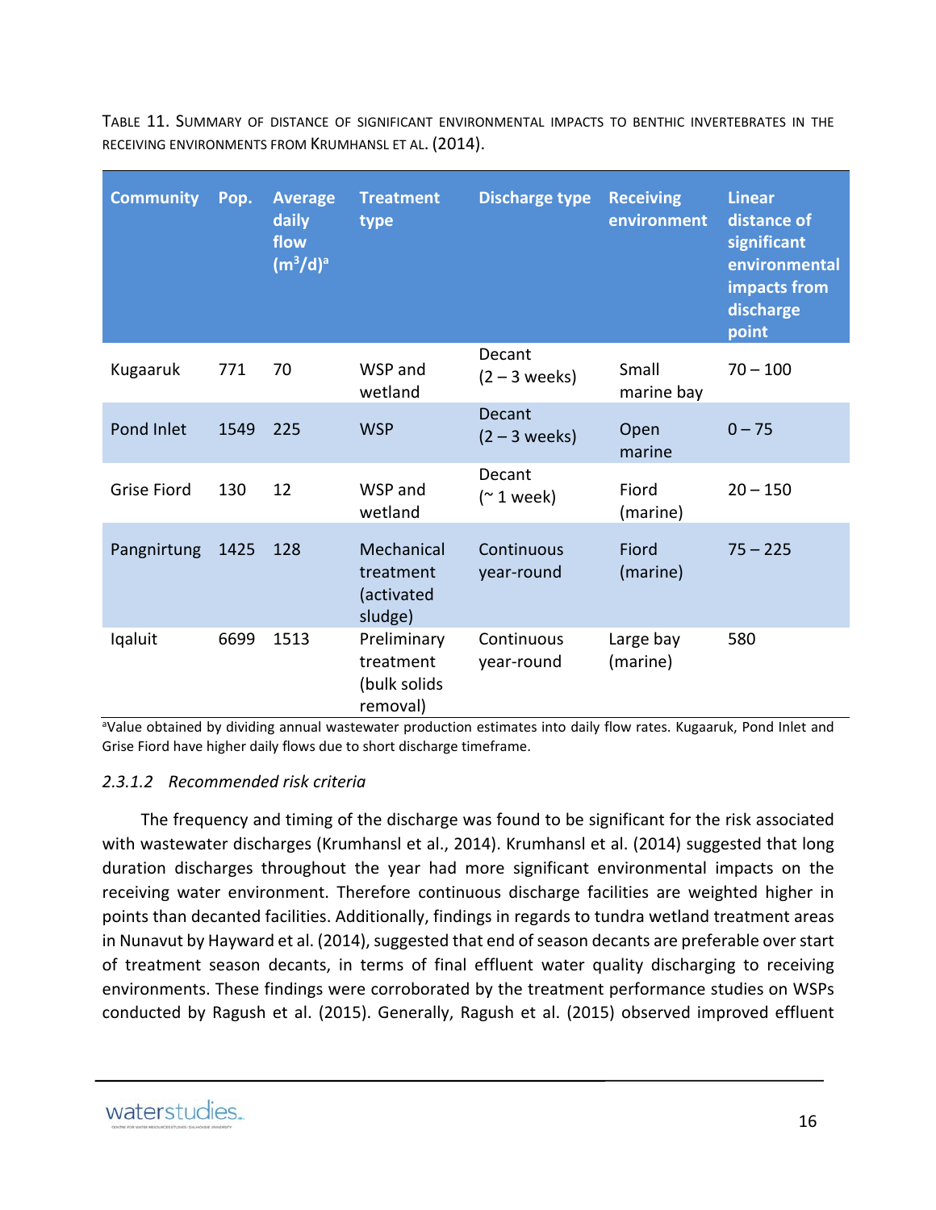Table 11. Summary of distance of significant environmental impacts to benthic invertebrates in the receiving environments from Krumhansl et al. (2014).

| Community | Pop. | Average daily flow ($m^3/d$)[a] | Treatment type | Discharge type | Receiving environment | Linear distance of significant environmental impacts from discharge point |
|---|---|---|---|---|---|---|
| Kugaaruk | 771 | 70 | WSP and wetland | Decant (2 – 3 weeks) | Small marine bay | 70 – 100 |
| Pond Inlet | 1549 | 225 | WSP | Decant (2 – 3 weeks) | Open marine | 0 – 75 |
| Grise Fiord | 130 | 12 | WSP and wetland | Decant (~ 1 week) | Fiord (marine) | 20 – 150 |
| Pangnirtung | 1425 | 128 | Mechanical treatment (activated sludge) | Continuous year-round | Fiord (marine) | 75 – 225 |
| Iqaluit | 6699 | 1513 | Preliminary treatment (bulk solids removal) | Continuous year-round | Large bay (marine) | 580 |

[a]Value obtained by dividing annual wastewater production estimates into daily flow rates. Kugaaruk, Pond Inlet and Grise Fiord have higher daily flows due to short discharge timeframe.

#### 2.3.1.2 *Recommended risk criteria*

The frequency and timing of the discharge was found to be significant for the risk associated with wastewater discharges (Krumhansl et al., 2014). Krumhansl et al. (2014) suggested that long duration discharges throughout the year had more significant environmental impacts on the receiving water environment. Therefore continuous discharge facilities are weighted higher in points than decanted facilities. Additionally, findings in regards to tundra wetland treatment areas in Nunavut by Hayward et al. (2014), suggested that end of season decants are preferable over start of treatment season decants, in terms of final effluent water quality discharging to receiving environments. These findings were corroborated by the treatment performance studies on WSPs conducted by Ragush et al. (2015). Generally, Ragush et al. (2015) observed improved effluent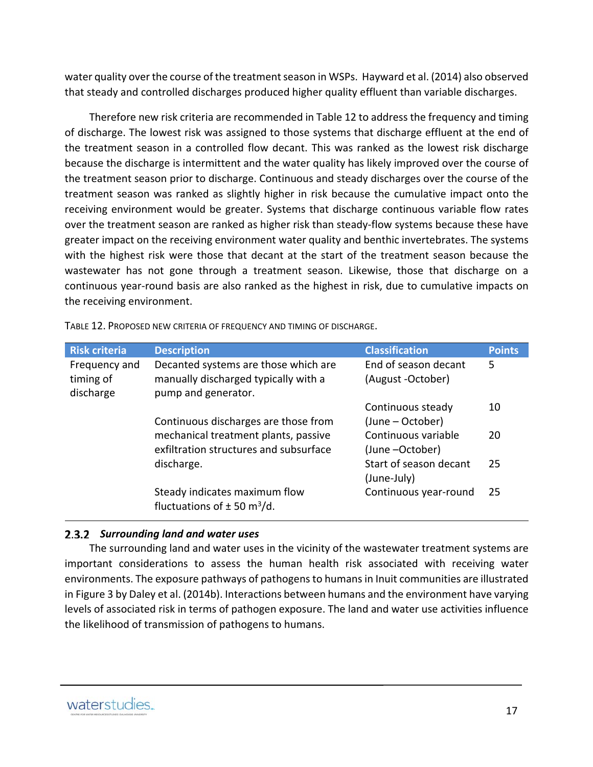water quality over the course of the treatment season in WSPs. Hayward et al. (2014) also observed that steady and controlled discharges produced higher quality effluent than variable discharges.

Therefore new risk criteria are recommended in Table 12 to address the frequency and timing of discharge. The lowest risk was assigned to those systems that discharge effluent at the end of the treatment season in a controlled flow decant. This was ranked as the lowest risk discharge because the discharge is intermittent and the water quality has likely improved over the course of the treatment season prior to discharge. Continuous and steady discharges over the course of the treatment season was ranked as slightly higher in risk because the cumulative impact onto the receiving environment would be greater. Systems that discharge continuous variable flow rates over the treatment season are ranked as higher risk than steady-flow systems because these have greater impact on the receiving environment water quality and benthic invertebrates. The systems with the highest risk were those that decant at the start of the treatment season because the wastewater has not gone through a treatment season. Likewise, those that discharge on a continuous year-round basis are also ranked as the highest in risk, due to cumulative impacts on the receiving environment.

TABLE 12. PROPOSED NEW CRITERIA OF FREQUENCY AND TIMING OF DISCHARGE.

| Risk criteria | Description | Classification | Points |
|---|---|---|---|
| Frequency and timing of discharge | Decanted systems are those which are manually discharged typically with a pump and generator. | End of season decant (August -October) | 5 |
| | | Continuous steady (June – October) | 10 |
| | Continuous discharges are those from mechanical treatment plants, passive exfiltration structures and subsurface discharge. | Continuous variable (June –October) | 20 |
| | | Start of season decant (June-July) | 25 |
| | Steady indicates maximum flow fluctuations of ± 50 $m^3$/d. | Continuous year-round | 25 |

### 2.3.2 *Surrounding land and water uses*

The surrounding land and water uses in the vicinity of the wastewater treatment systems are important considerations to assess the human health risk associated with receiving water environments. The exposure pathways of pathogens to humans in Inuit communities are illustrated in Figure 3 by Daley et al. (2014b). Interactions between humans and the environment have varying levels of associated risk in terms of pathogen exposure. The land and water use activities influence the likelihood of transmission of pathogens to humans.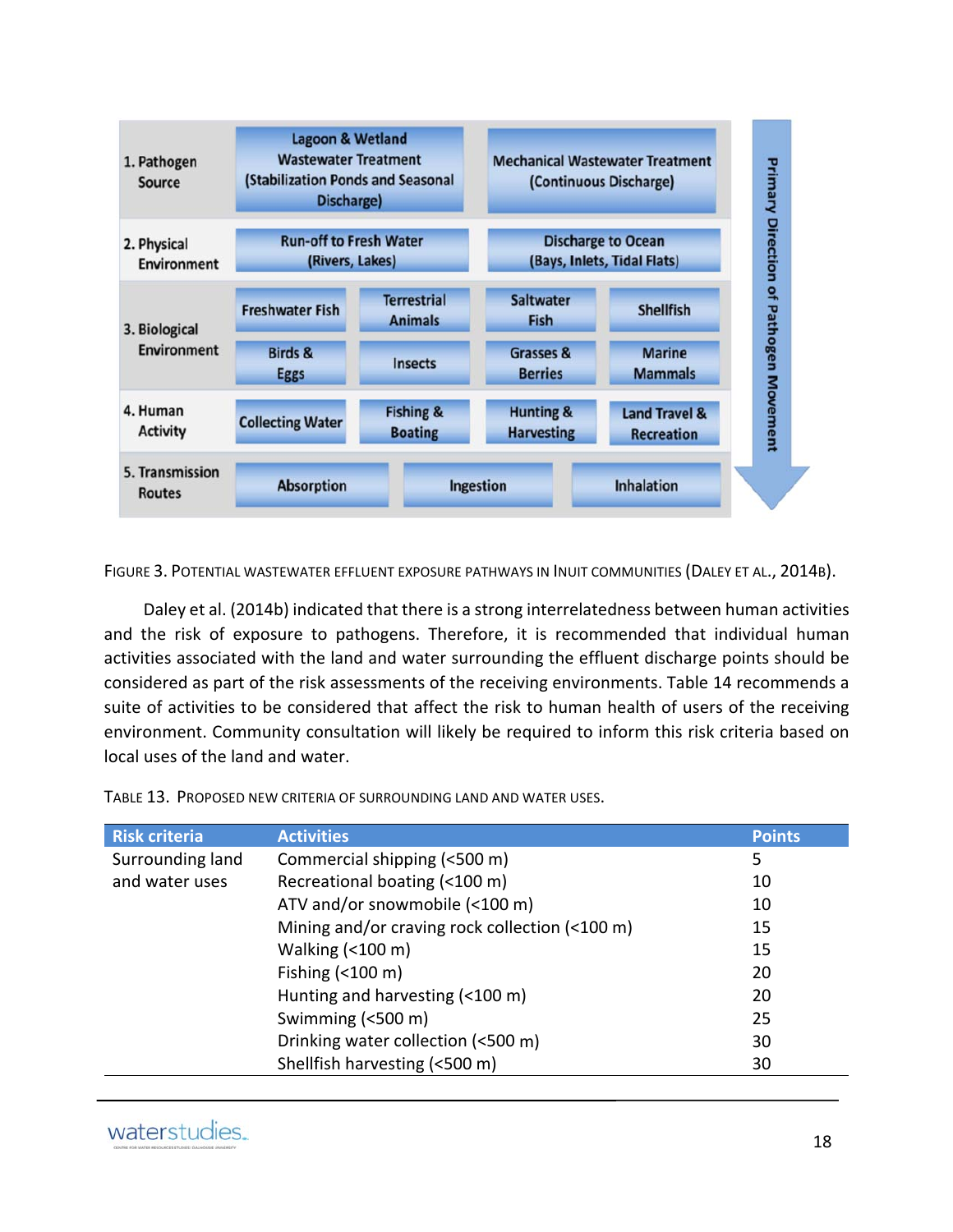| | | | | |
|---|---|---|---|---|
| 1. Pathogen Source | Lagoon & Wetland Wastewater Treatment (Stabilization Ponds and Seasonal Discharge) | | Mechanical Wastewater Treatment (Continuous Discharge) | |
| 2. Physical Environment | Run-off to Fresh Water (Rivers, Lakes) | | Discharge to Ocean (Bays, Inlets, Tidal Flats) | |
| 3. Biological Environment | Freshwater Fish | Terrestrial Animals | Saltwater Fish | Shellfish |
| | Birds & Eggs | Insects | Grasses & Berries | Marine Mammals |
| 4. Human Activity | Collecting Water | Fishing & Boating | Hunting & Harvesting | Land Travel & Recreation |
| 5. Transmission Routes | Absorption | Ingestion | Inhalation | |

Primary Direction of Pathogen Movement

FIGURE 3. POTENTIAL WASTEWATER EFFLUENT EXPOSURE PATHWAYS IN INUIT COMMUNITIES (DALEY ET AL., 2014B).

Daley et al. (2014b) indicated that there is a strong interrelatedness between human activities and the risk of exposure to pathogens. Therefore, it is recommended that individual human activities associated with the land and water surrounding the effluent discharge points should be considered as part of the risk assessments of the receiving environments. Table 14 recommends a suite of activities to be considered that affect the risk to human health of users of the receiving environment. Community consultation will likely be required to inform this risk criteria based on local uses of the land and water.

TABLE 13. PROPOSED NEW CRITERIA OF SURROUNDING LAND AND WATER USES.

| Risk criteria | Activities | Points |
|---|---|---|
| Surrounding land and water uses | Commercial shipping (<500 m) | 5 |
| | Recreational boating (<100 m) | 10 |
| | ATV and/or snowmobile (<100 m) | 10 |
| | Mining and/or craving rock collection (<100 m) | 15 |
| | Walking (<100 m) | 15 |
| | Fishing (<100 m) | 20 |
| | Hunting and harvesting (<100 m) | 20 |
| | Swimming (<500 m) | 25 |
| | Drinking water collection (<500 m) | 30 |
| | Shellfish harvesting (<500 m) | 30 |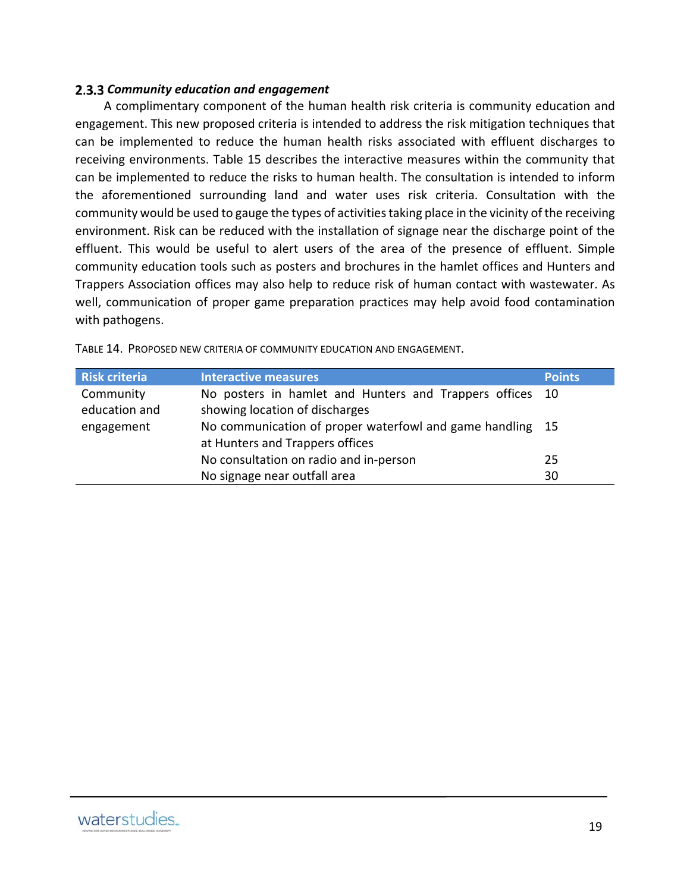### 2.3.3 *Community education and engagement*

A complimentary component of the human health risk criteria is community education and engagement. This new proposed criteria is intended to address the risk mitigation techniques that can be implemented to reduce the human health risks associated with effluent discharges to receiving environments. Table 15 describes the interactive measures within the community that can be implemented to reduce the risks to human health. The consultation is intended to inform the aforementioned surrounding land and water uses risk criteria. Consultation with the community would be used to gauge the types of activities taking place in the vicinity of the receiving environment. Risk can be reduced with the installation of signage near the discharge point of the effluent. This would be useful to alert users of the area of the presence of effluent. Simple community education tools such as posters and brochures in the hamlet offices and Hunters and Trappers Association offices may also help to reduce risk of human contact with wastewater. As well, communication of proper game preparation practices may help avoid food contamination with pathogens.

TABLE 14. PROPOSED NEW CRITERIA OF COMMUNITY EDUCATION AND ENGAGEMENT.

| Risk criteria | Interactive measures | Points |
|---|---|---|
| Community education and engagement | No posters in hamlet and Hunters and Trappers offices showing location of discharges | 10 |
| | No communication of proper waterfowl and game handling at Hunters and Trappers offices | 15 |
| | No consultation on radio and in-person | 25 |
| | No signage near outfall area | 30 |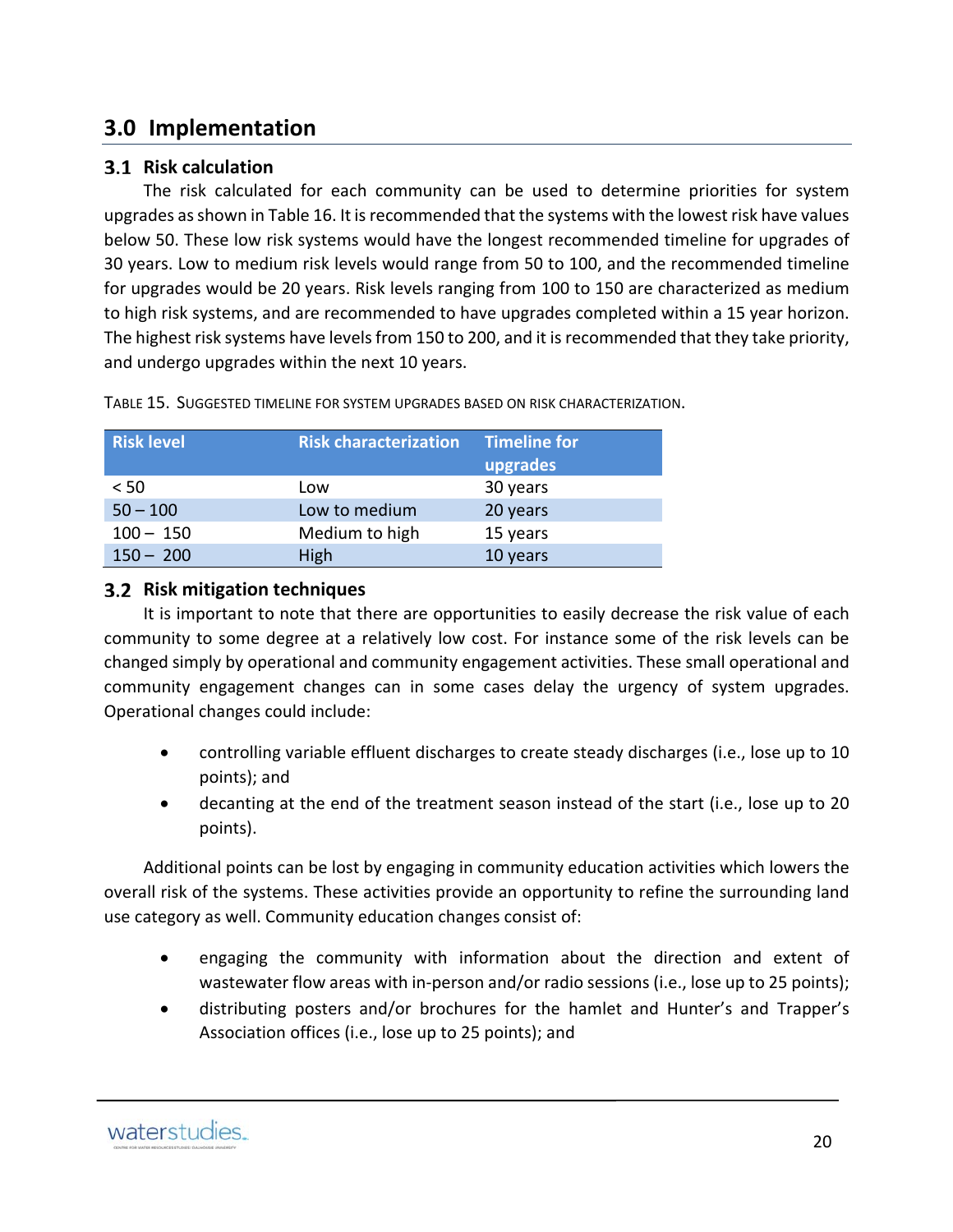## 3.0 Implementation

### 3.1 Risk calculation

The risk calculated for each community can be used to determine priorities for system upgrades as shown in Table 16. It is recommended that the systems with the lowest risk have values below 50. These low risk systems would have the longest recommended timeline for upgrades of 30 years. Low to medium risk levels would range from 50 to 100, and the recommended timeline for upgrades would be 20 years. Risk levels ranging from 100 to 150 are characterized as medium to high risk systems, and are recommended to have upgrades completed within a 15 year horizon. The highest risk systems have levels from 150 to 200, and it is recommended that they take priority, and undergo upgrades within the next 10 years.

TABLE 15. SUGGESTED TIMELINE FOR SYSTEM UPGRADES BASED ON RISK CHARACTERIZATION.

| Risk level | Risk characterization | Timeline for upgrades |
|---|---|---|
| < 50 | Low | 30 years |
| 50 – 100 | Low to medium | 20 years |
| 100 – 150 | Medium to high | 15 years |
| 150 – 200 | High | 10 years |

### 3.2 Risk mitigation techniques

It is important to note that there are opportunities to easily decrease the risk value of each community to some degree at a relatively low cost. For instance some of the risk levels can be changed simply by operational and community engagement activities. These small operational and community engagement changes can in some cases delay the urgency of system upgrades. Operational changes could include:

- controlling variable effluent discharges to create steady discharges (i.e., lose up to 10 points); and
- decanting at the end of the treatment season instead of the start (i.e., lose up to 20 points).

Additional points can be lost by engaging in community education activities which lowers the overall risk of the systems. These activities provide an opportunity to refine the surrounding land use category as well. Community education changes consist of:

- engaging the community with information about the direction and extent of wastewater flow areas with in-person and/or radio sessions (i.e., lose up to 25 points);
- distributing posters and/or brochures for the hamlet and Hunter's and Trapper's Association offices (i.e., lose up to 25 points); and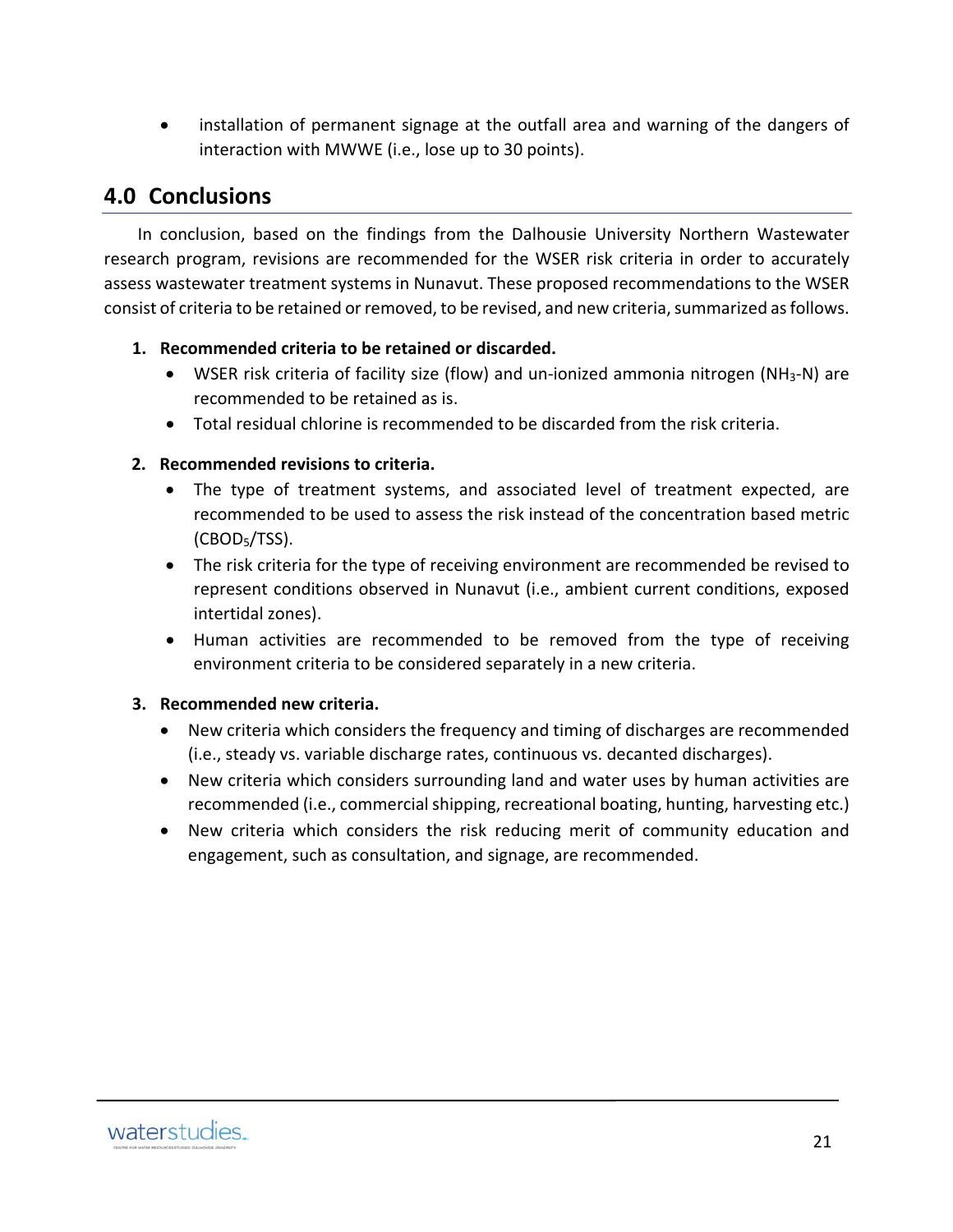- installation of permanent signage at the outfall area and warning of the dangers of interaction with MWWE (i.e., lose up to 30 points).

## 4.0 Conclusions

In conclusion, based on the findings from the Dalhousie University Northern Wastewater research program, revisions are recommended for the WSER risk criteria in order to accurately assess wastewater treatment systems in Nunavut. These proposed recommendations to the WSER consist of criteria to be retained or removed, to be revised, and new criteria, summarized as follows.

1. **Recommended criteria to be retained or discarded.**
   - WSER risk criteria of facility size (flow) and un-ionized ammonia nitrogen ($NH_3$-N) are recommended to be retained as is.
   - Total residual chlorine is recommended to be discarded from the risk criteria.
2. **Recommended revisions to criteria.**
   - The type of treatment systems, and associated level of treatment expected, are recommended to be used to assess the risk instead of the concentration based metric ($CBOD_5$/TSS).
   - The risk criteria for the type of receiving environment are recommended be revised to represent conditions observed in Nunavut (i.e., ambient current conditions, exposed intertidal zones).
   - Human activities are recommended to be removed from the type of receiving environment criteria to be considered separately in a new criteria.
3. **Recommended new criteria.**
   - New criteria which considers the frequency and timing of discharges are recommended (i.e., steady vs. variable discharge rates, continuous vs. decanted discharges).
   - New criteria which considers surrounding land and water uses by human activities are recommended (i.e., commercial shipping, recreational boating, hunting, harvesting etc.)
   - New criteria which considers the risk reducing merit of community education and engagement, such as consultation, and signage, are recommended.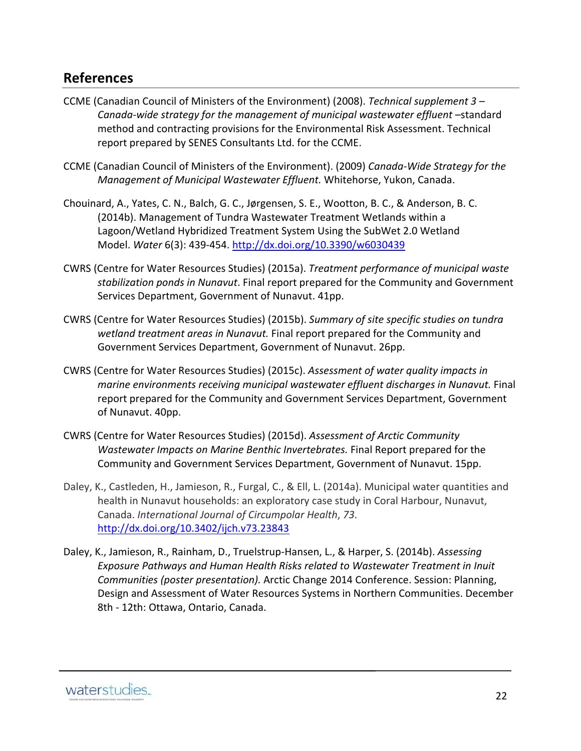## References

CCME (Canadian Council of Ministers of the Environment) (2008). *Technical supplement 3 – Canada-wide strategy for the management of municipal wastewater effluent* –standard method and contracting provisions for the Environmental Risk Assessment. Technical report prepared by SENES Consultants Ltd. for the CCME.

CCME (Canadian Council of Ministers of the Environment). (2009) *Canada-Wide Strategy for the Management of Municipal Wastewater Effluent.* Whitehorse, Yukon, Canada.

Chouinard, A., Yates, C. N., Balch, G. C., Jørgensen, S. E., Wootton, B. C., & Anderson, B. C. (2014b). Management of Tundra Wastewater Treatment Wetlands within a Lagoon/Wetland Hybridized Treatment System Using the SubWet 2.0 Wetland Model. *Water* 6(3): 439-454. http://dx.doi.org/10.3390/w6030439

CWRS (Centre for Water Resources Studies) (2015a). *Treatment performance of municipal waste stabilization ponds in Nunavut*. Final report prepared for the Community and Government Services Department, Government of Nunavut. 41pp.

CWRS (Centre for Water Resources Studies) (2015b). *Summary of site specific studies on tundra wetland treatment areas in Nunavut.* Final report prepared for the Community and Government Services Department, Government of Nunavut. 26pp.

CWRS (Centre for Water Resources Studies) (2015c). *Assessment of water quality impacts in marine environments receiving municipal wastewater effluent discharges in Nunavut.* Final report prepared for the Community and Government Services Department, Government of Nunavut. 40pp.

CWRS (Centre for Water Resources Studies) (2015d). *Assessment of Arctic Community Wastewater Impacts on Marine Benthic Invertebrates.* Final Report prepared for the Community and Government Services Department, Government of Nunavut. 15pp.

Daley, K., Castleden, H., Jamieson, R., Furgal, C., & Ell, L. (2014a). Municipal water quantities and health in Nunavut households: an exploratory case study in Coral Harbour, Nunavut, Canada. *International Journal of Circumpolar Health*, *73*. http://dx.doi.org/10.3402/ijch.v73.23843

Daley, K., Jamieson, R., Rainham, D., Truelstrup-Hansen, L., & Harper, S. (2014b). *Assessing Exposure Pathways and Human Health Risks related to Wastewater Treatment in Inuit Communities (poster presentation).* Arctic Change 2014 Conference. Session: Planning, Design and Assessment of Water Resources Systems in Northern Communities. December 8th - 12th: Ottawa, Ontario, Canada.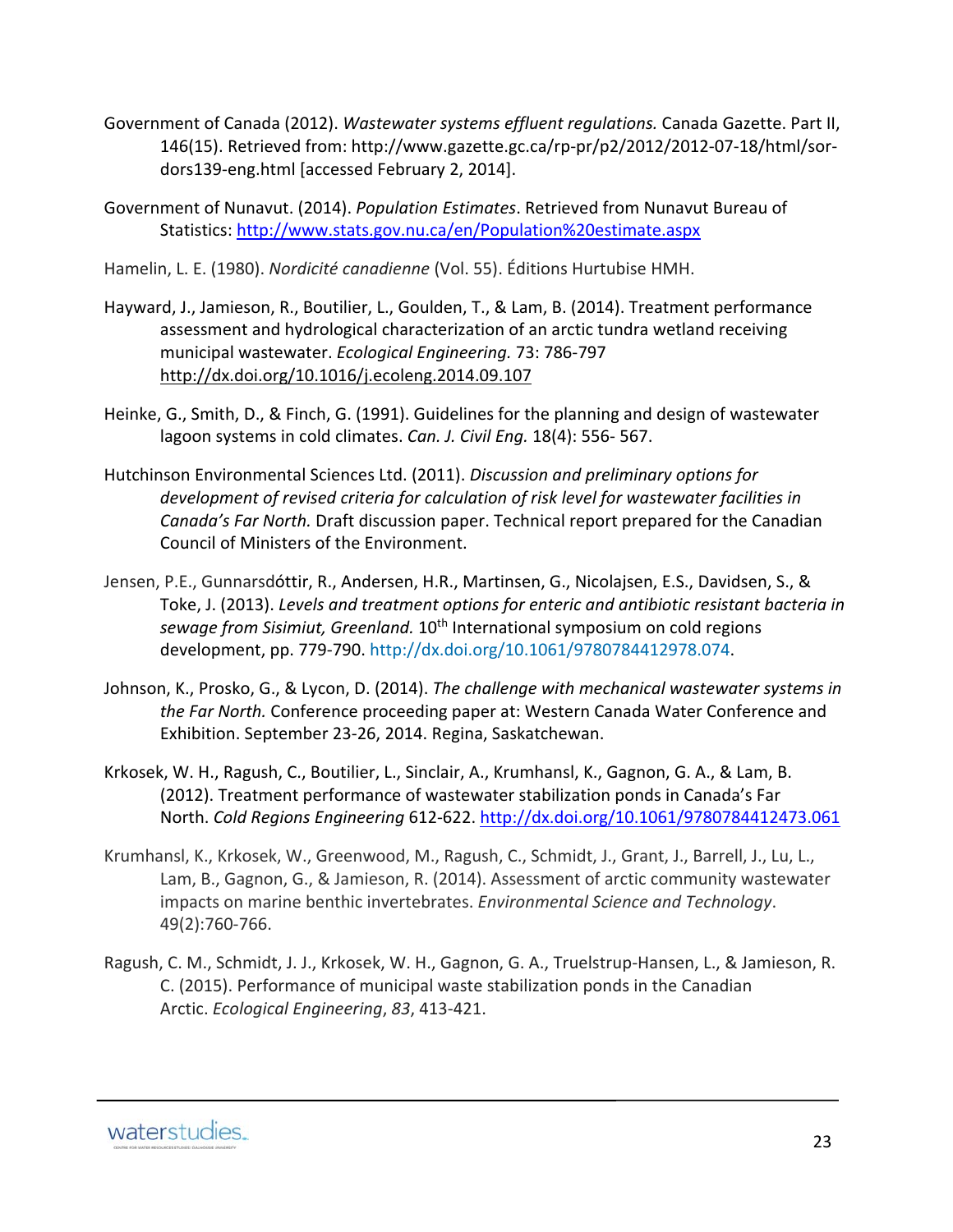Government of Canada (2012). *Wastewater systems effluent regulations.* Canada Gazette. Part II, 146(15). Retrieved from: http://www.gazette.gc.ca/rp-pr/p2/2012/2012-07-18/html/sor-dors139-eng.html [accessed February 2, 2014].

Government of Nunavut. (2014). *Population Estimates*. Retrieved from Nunavut Bureau of Statistics: http://www.stats.gov.nu.ca/en/Population%20estimate.aspx

Hamelin, L. E. (1980). *Nordicité canadienne* (Vol. 55). Éditions Hurtubise HMH.

Hayward, J., Jamieson, R., Boutilier, L., Goulden, T., & Lam, B. (2014). Treatment performance assessment and hydrological characterization of an arctic tundra wetland receiving municipal wastewater. *Ecological Engineering.* 73: 786-797 http://dx.doi.org/10.1016/j.ecoleng.2014.09.107

Heinke, G., Smith, D., & Finch, G. (1991). Guidelines for the planning and design of wastewater lagoon systems in cold climates. *Can. J. Civil Eng.* 18(4): 556- 567.

Hutchinson Environmental Sciences Ltd. (2011). *Discussion and preliminary options for development of revised criteria for calculation of risk level for wastewater facilities in Canada's Far North.* Draft discussion paper. Technical report prepared for the Canadian Council of Ministers of the Environment.

Jensen, P.E., Gunnarsdóttir, R., Andersen, H.R., Martinsen, G., Nicolajsen, E.S., Davidsen, S., & Toke, J. (2013). *Levels and treatment options for enteric and antibiotic resistant bacteria in sewage from Sisimiut, Greenland.* 10th International symposium on cold regions development, pp. 779-790. http://dx.doi.org/10.1061/9780784412978.074.

Johnson, K., Prosko, G., & Lycon, D. (2014). *The challenge with mechanical wastewater systems in the Far North.* Conference proceeding paper at: Western Canada Water Conference and Exhibition. September 23-26, 2014. Regina, Saskatchewan.

Krkosek, W. H., Ragush, C., Boutilier, L., Sinclair, A., Krumhansl, K., Gagnon, G. A., & Lam, B. (2012). Treatment performance of wastewater stabilization ponds in Canada's Far North. *Cold Regions Engineering* 612-622. http://dx.doi.org/10.1061/9780784412473.061

Krumhansl, K., Krkosek, W., Greenwood, M., Ragush, C., Schmidt, J., Grant, J., Barrell, J., Lu, L., Lam, B., Gagnon, G., & Jamieson, R. (2014). Assessment of arctic community wastewater impacts on marine benthic invertebrates. *Environmental Science and Technology*. 49(2):760-766.

Ragush, C. M., Schmidt, J. J., Krkosek, W. H., Gagnon, G. A., Truelstrup-Hansen, L., & Jamieson, R. C. (2015). Performance of municipal waste stabilization ponds in the Canadian Arctic. *Ecological Engineering*, *83*, 413-421.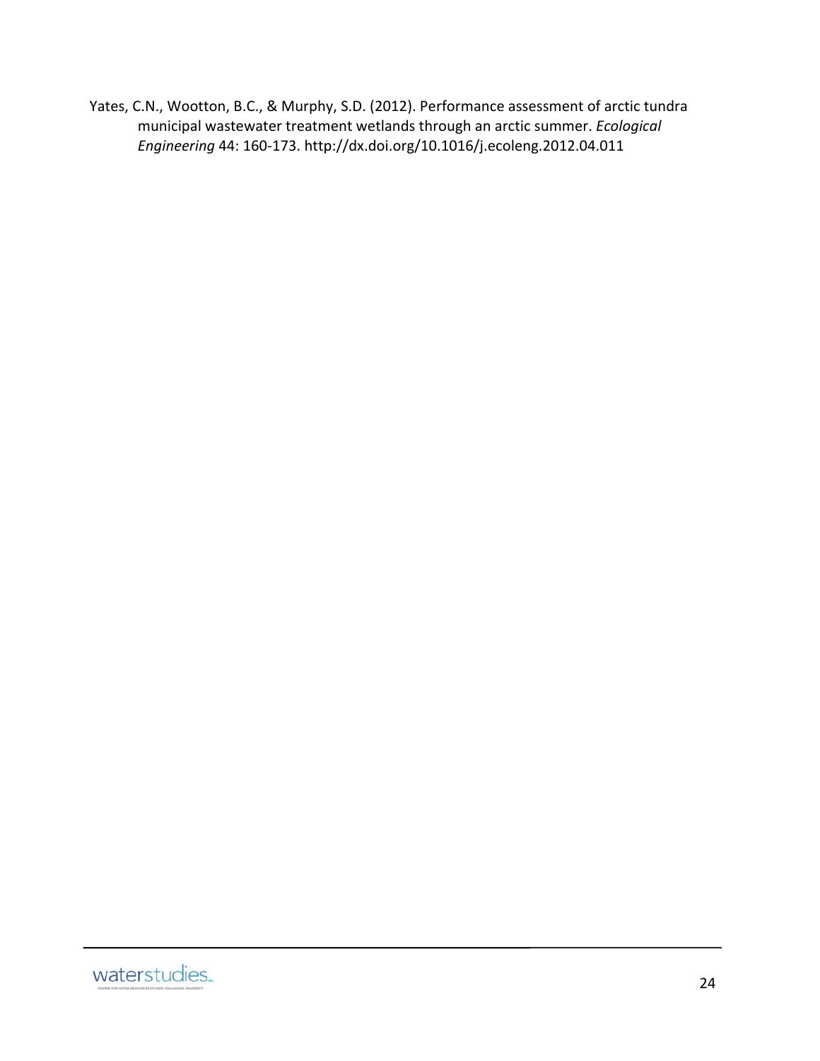Yates, C.N., Wootton, B.C., & Murphy, S.D. (2012). Performance assessment of arctic tundra municipal wastewater treatment wetlands through an arctic summer. *Ecological Engineering* 44: 160-173. http://dx.doi.org/10.1016/j.ecoleng.2012.04.011